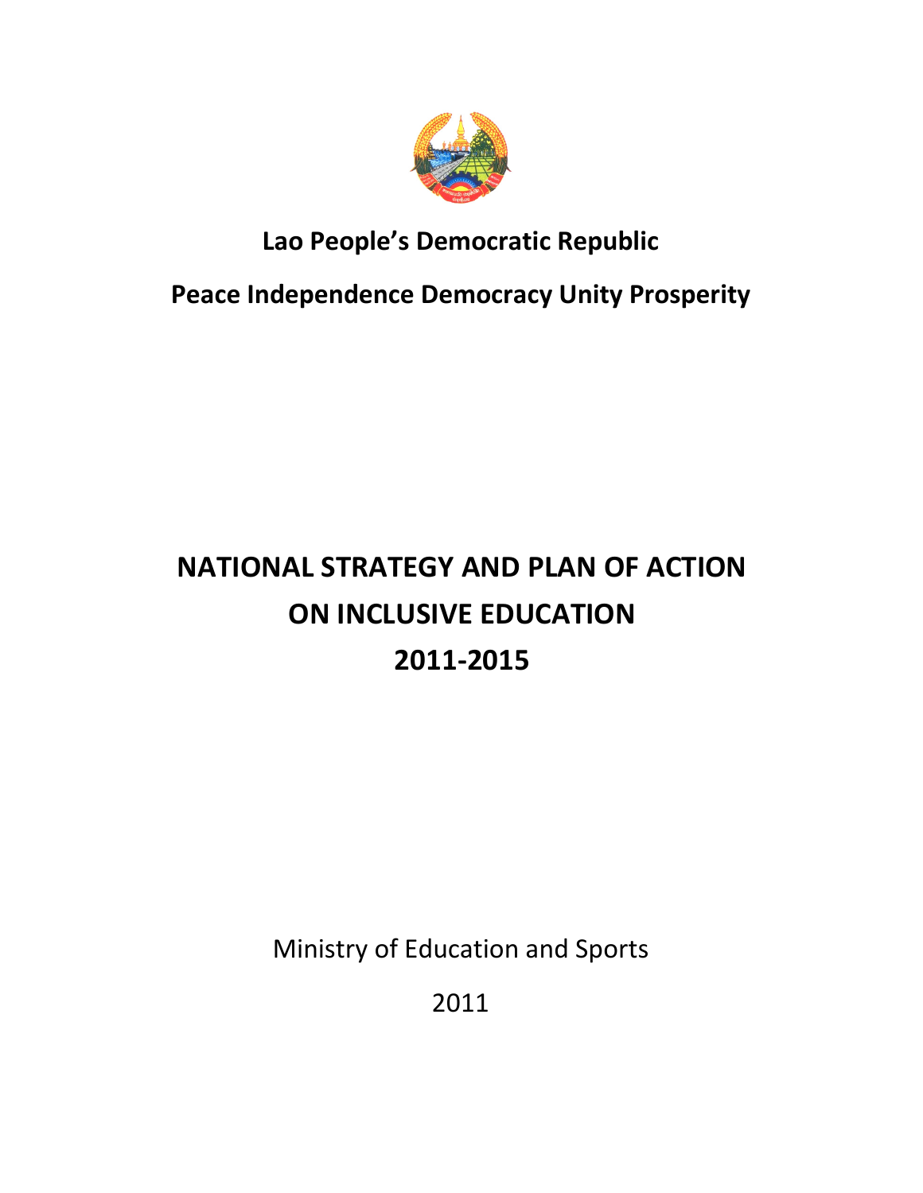**Lao People's Democratic Republic**

**Peace Independence Democracy Unity Prosperity**

# NATIONAL STRATEGY AND PLAN OF ACTION ON INCLUSIVE EDUCATION 2011-2015

Ministry of Education and Sports

2011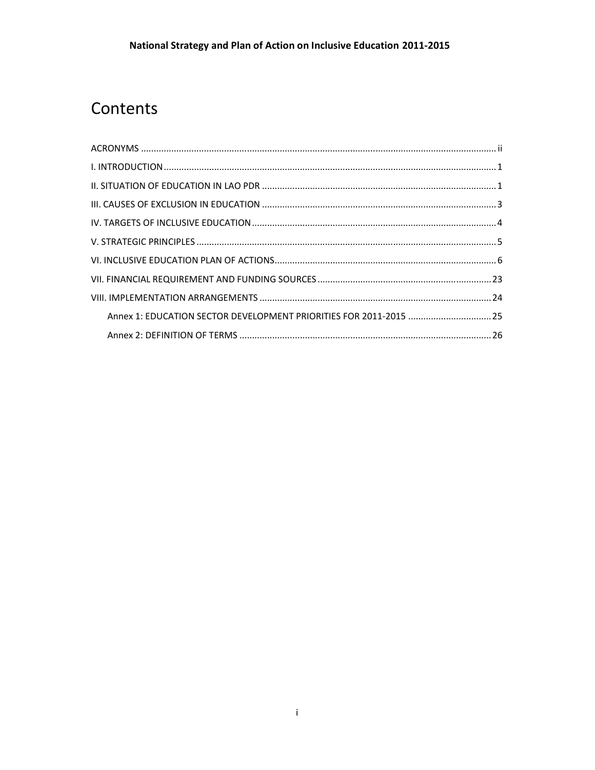# Contents

ACRONYMS ... ii

I. INTRODUCTION ... 1

II. SITUATION OF EDUCATION IN LAO PDR ... 1

III. CAUSES OF EXCLUSION IN EDUCATION ... 3

IV. TARGETS OF INCLUSIVE EDUCATION ... 4

V. STRATEGIC PRINCIPLES ... 5

VI. INCLUSIVE EDUCATION PLAN OF ACTIONS ... 6

VII. FINANCIAL REQUIREMENT AND FUNDING SOURCES ... 23

VIII. IMPLEMENTATION ARRANGEMENTS ... 24

- Annex 1: EDUCATION SECTOR DEVELOPMENT PRIORITIES FOR 2011-2015 ... 25
- Annex 2: DEFINITION OF TERMS ... 26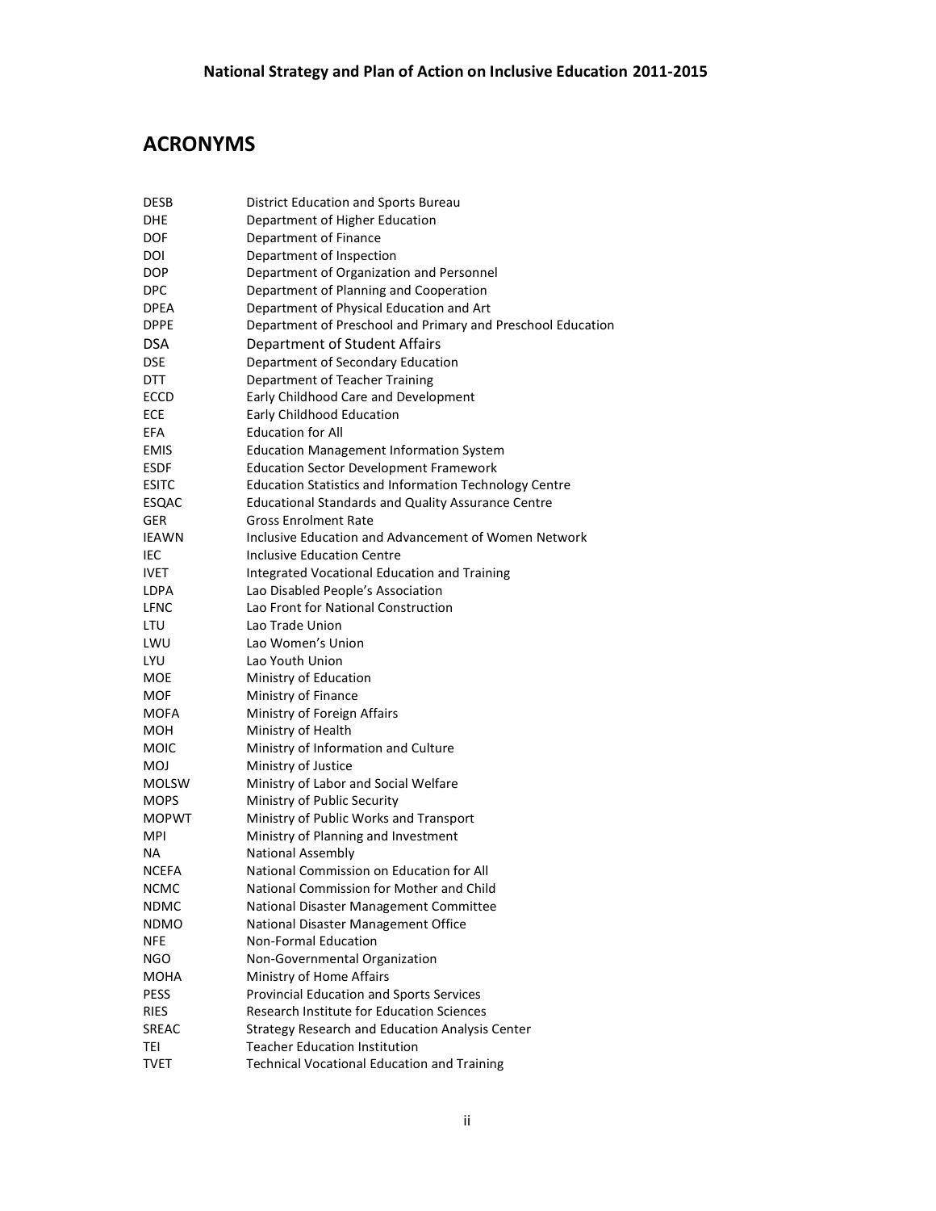## ACRONYMS

| | |
|---|---|
| DESB | District Education and Sports Bureau |
| DHE | Department of Higher Education |
| DOF | Department of Finance |
| DOI | Department of Inspection |
| DOP | Department of Organization and Personnel |
| DPC | Department of Planning and Cooperation |
| DPEA | Department of Physical Education and Art |
| DPPE | Department of Preschool and Primary and Preschool Education |
| DSA | Department of Student Affairs |
| DSE | Department of Secondary Education |
| DTT | Department of Teacher Training |
| ECCD | Early Childhood Care and Development |
| ECE | Early Childhood Education |
| EFA | Education for All |
| EMIS | Education Management Information System |
| ESDF | Education Sector Development Framework |
| ESITC | Education Statistics and Information Technology Centre |
| ESQAC | Educational Standards and Quality Assurance Centre |
| GER | Gross Enrolment Rate |
| IEAWN | Inclusive Education and Advancement of Women Network |
| IEC | Inclusive Education Centre |
| IVET | Integrated Vocational Education and Training |
| LDPA | Lao Disabled People's Association |
| LFNC | Lao Front for National Construction |
| LTU | Lao Trade Union |
| LWU | Lao Women's Union |
| LYU | Lao Youth Union |
| MOE | Ministry of Education |
| MOF | Ministry of Finance |
| MOFA | Ministry of Foreign Affairs |
| MOH | Ministry of Health |
| MOIC | Ministry of Information and Culture |
| MOJ | Ministry of Justice |
| MOLSW | Ministry of Labor and Social Welfare |
| MOPS | Ministry of Public Security |
| MOPWT | Ministry of Public Works and Transport |
| MPI | Ministry of Planning and Investment |
| NA | National Assembly |
| NCEFA | National Commission on Education for All |
| NCMC | National Commission for Mother and Child |
| NDMC | National Disaster Management Committee |
| NDMO | National Disaster Management Office |
| NFE | Non-Formal Education |
| NGO | Non-Governmental Organization |
| MOHA | Ministry of Home Affairs |
| PESS | Provincial Education and Sports Services |
| RIES | Research Institute for Education Sciences |
| SREAC | Strategy Research and Education Analysis Center |
| TEI | Teacher Education Institution |
| TVET | Technical Vocational Education and Training |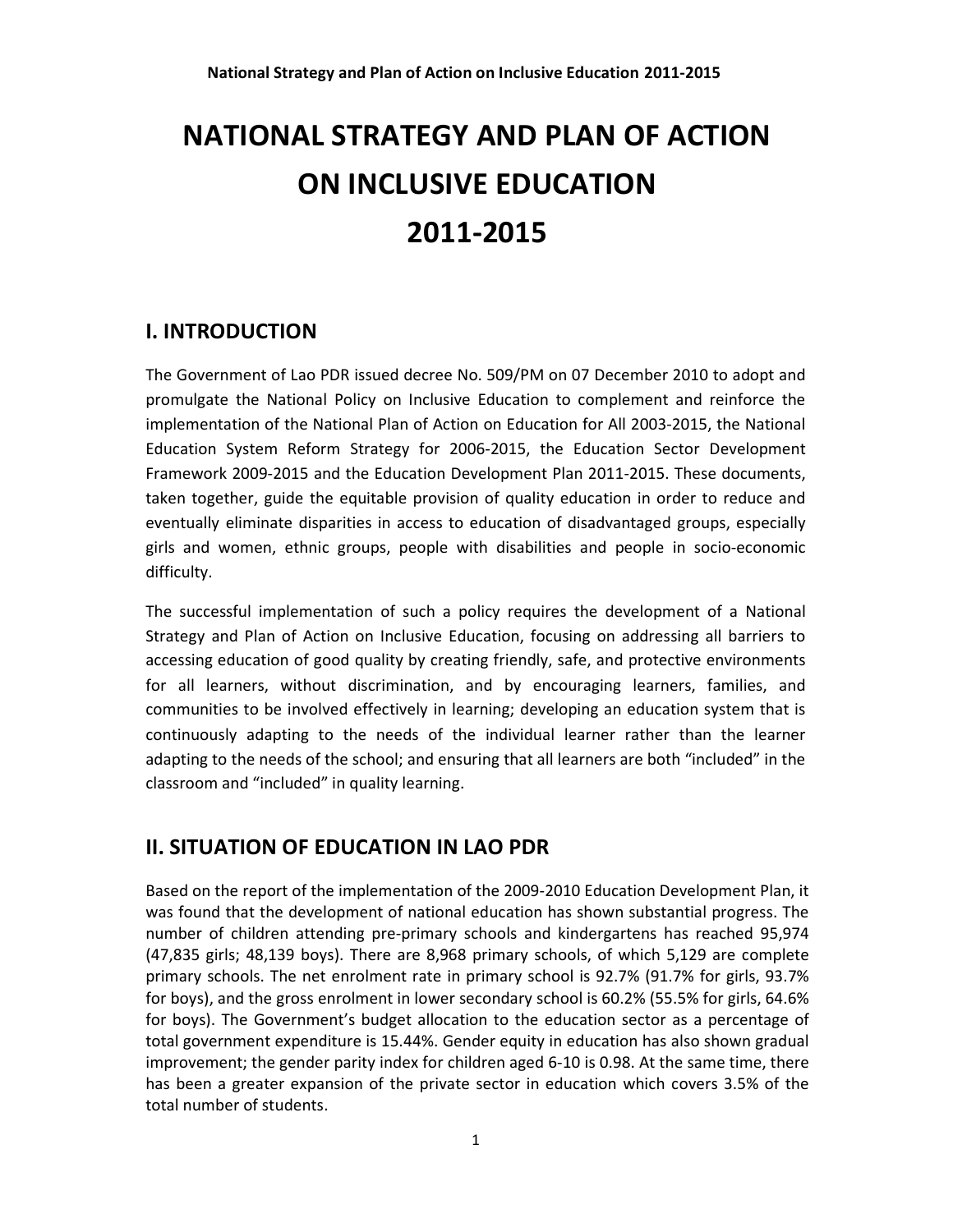# NATIONAL STRATEGY AND PLAN OF ACTION ON INCLUSIVE EDUCATION 2011-2015

## I. INTRODUCTION

The Government of Lao PDR issued decree No. 509/PM on 07 December 2010 to adopt and promulgate the National Policy on Inclusive Education to complement and reinforce the implementation of the National Plan of Action on Education for All 2003-2015, the National Education System Reform Strategy for 2006-2015, the Education Sector Development Framework 2009-2015 and the Education Development Plan 2011-2015. These documents, taken together, guide the equitable provision of quality education in order to reduce and eventually eliminate disparities in access to education of disadvantaged groups, especially girls and women, ethnic groups, people with disabilities and people in socio-economic difficulty.

The successful implementation of such a policy requires the development of a National Strategy and Plan of Action on Inclusive Education, focusing on addressing all barriers to accessing education of good quality by creating friendly, safe, and protective environments for all learners, without discrimination, and by encouraging learners, families, and communities to be involved effectively in learning; developing an education system that is continuously adapting to the needs of the individual learner rather than the learner adapting to the needs of the school; and ensuring that all learners are both "included" in the classroom and "included" in quality learning.

## II. SITUATION OF EDUCATION IN LAO PDR

Based on the report of the implementation of the 2009-2010 Education Development Plan, it was found that the development of national education has shown substantial progress. The number of children attending pre-primary schools and kindergartens has reached 95,974 (47,835 girls; 48,139 boys). There are 8,968 primary schools, of which 5,129 are complete primary schools. The net enrolment rate in primary school is 92.7% (91.7% for girls, 93.7% for boys), and the gross enrolment in lower secondary school is 60.2% (55.5% for girls, 64.6% for boys). The Government's budget allocation to the education sector as a percentage of total government expenditure is 15.44%. Gender equity in education has also shown gradual improvement; the gender parity index for children aged 6-10 is 0.98. At the same time, there has been a greater expansion of the private sector in education which covers 3.5% of the total number of students.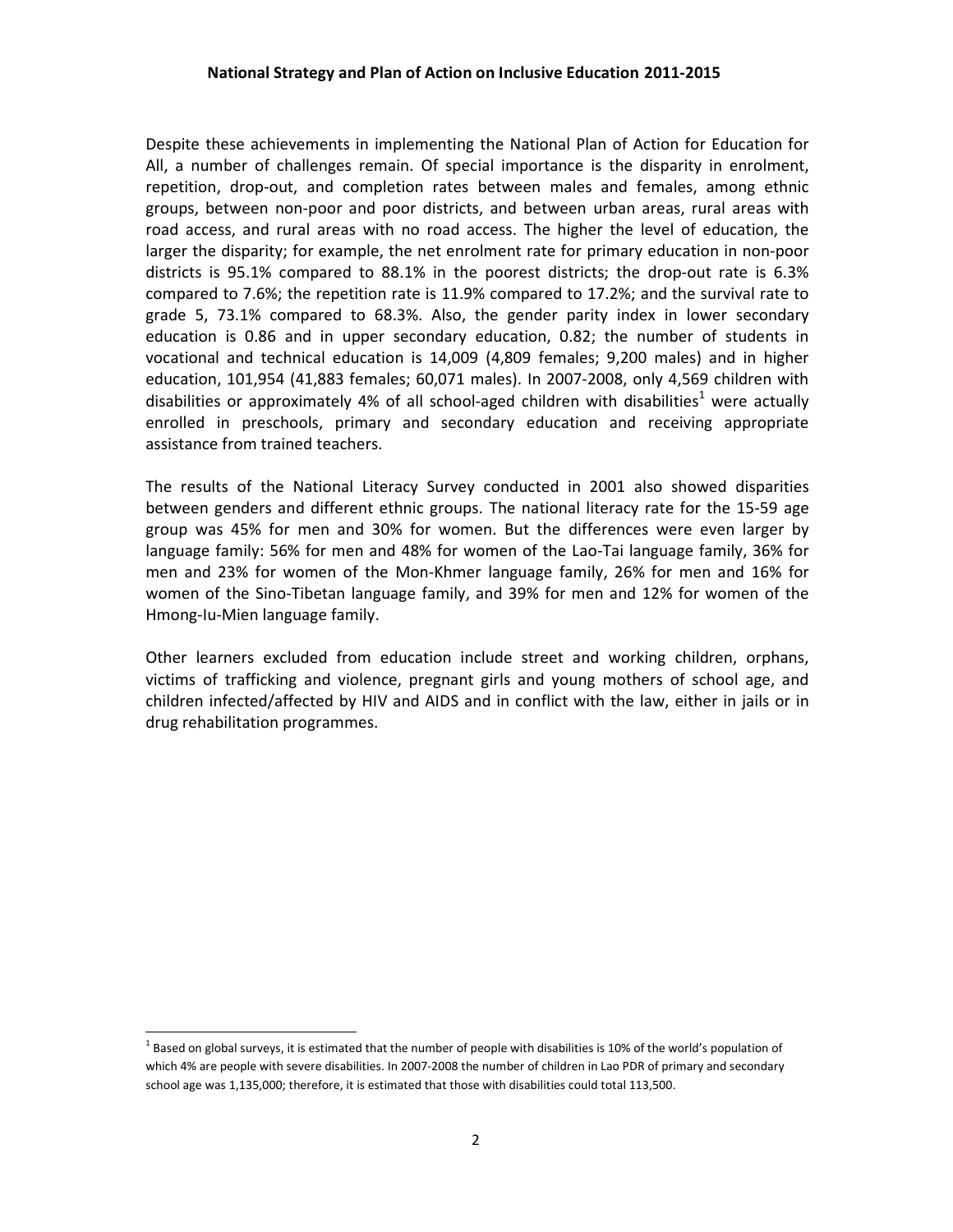Despite these achievements in implementing the National Plan of Action for Education for All, a number of challenges remain. Of special importance is the disparity in enrolment, repetition, drop-out, and completion rates between males and females, among ethnic groups, between non-poor and poor districts, and between urban areas, rural areas with road access, and rural areas with no road access. The higher the level of education, the larger the disparity; for example, the net enrolment rate for primary education in non-poor districts is 95.1% compared to 88.1% in the poorest districts; the drop-out rate is 6.3% compared to 7.6%; the repetition rate is 11.9% compared to 17.2%; and the survival rate to grade 5, 73.1% compared to 68.3%. Also, the gender parity index in lower secondary education is 0.86 and in upper secondary education, 0.82; the number of students in vocational and technical education is 14,009 (4,809 females; 9,200 males) and in higher education, 101,954 (41,883 females; 60,071 males). In 2007-2008, only 4,569 children with disabilities or approximately 4% of all school-aged children with disabilities[1] were actually enrolled in preschools, primary and secondary education and receiving appropriate assistance from trained teachers.

The results of the National Literacy Survey conducted in 2001 also showed disparities between genders and different ethnic groups. The national literacy rate for the 15-59 age group was 45% for men and 30% for women. But the differences were even larger by language family: 56% for men and 48% for women of the Lao-Tai language family, 36% for men and 23% for women of the Mon-Khmer language family, 26% for men and 16% for women of the Sino-Tibetan language family, and 39% for men and 12% for women of the Hmong-Iu-Mien language family.

Other learners excluded from education include street and working children, orphans, victims of trafficking and violence, pregnant girls and young mothers of school age, and children infected/affected by HIV and AIDS and in conflict with the law, either in jails or in drug rehabilitation programmes.

---

[1] Based on global surveys, it is estimated that the number of people with disabilities is 10% of the world's population of which 4% are people with severe disabilities. In 2007-2008 the number of children in Lao PDR of primary and secondary school age was 1,135,000; therefore, it is estimated that those with disabilities could total 113,500.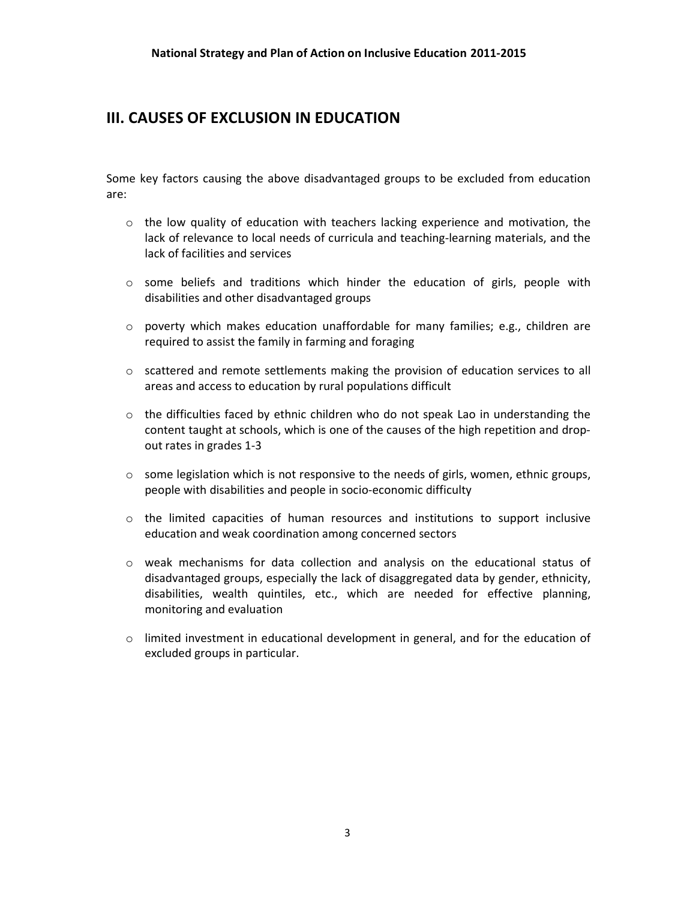## III. CAUSES OF EXCLUSION IN EDUCATION

Some key factors causing the above disadvantaged groups to be excluded from education are:

- the low quality of education with teachers lacking experience and motivation, the lack of relevance to local needs of curricula and teaching-learning materials, and the lack of facilities and services
- some beliefs and traditions which hinder the education of girls, people with disabilities and other disadvantaged groups
- poverty which makes education unaffordable for many families; e.g., children are required to assist the family in farming and foraging
- scattered and remote settlements making the provision of education services to all areas and access to education by rural populations difficult
- the difficulties faced by ethnic children who do not speak Lao in understanding the content taught at schools, which is one of the causes of the high repetition and drop-out rates in grades 1-3
- some legislation which is not responsive to the needs of girls, women, ethnic groups, people with disabilities and people in socio-economic difficulty
- the limited capacities of human resources and institutions to support inclusive education and weak coordination among concerned sectors
- weak mechanisms for data collection and analysis on the educational status of disadvantaged groups, especially the lack of disaggregated data by gender, ethnicity, disabilities, wealth quintiles, etc., which are needed for effective planning, monitoring and evaluation
- limited investment in educational development in general, and for the education of excluded groups in particular.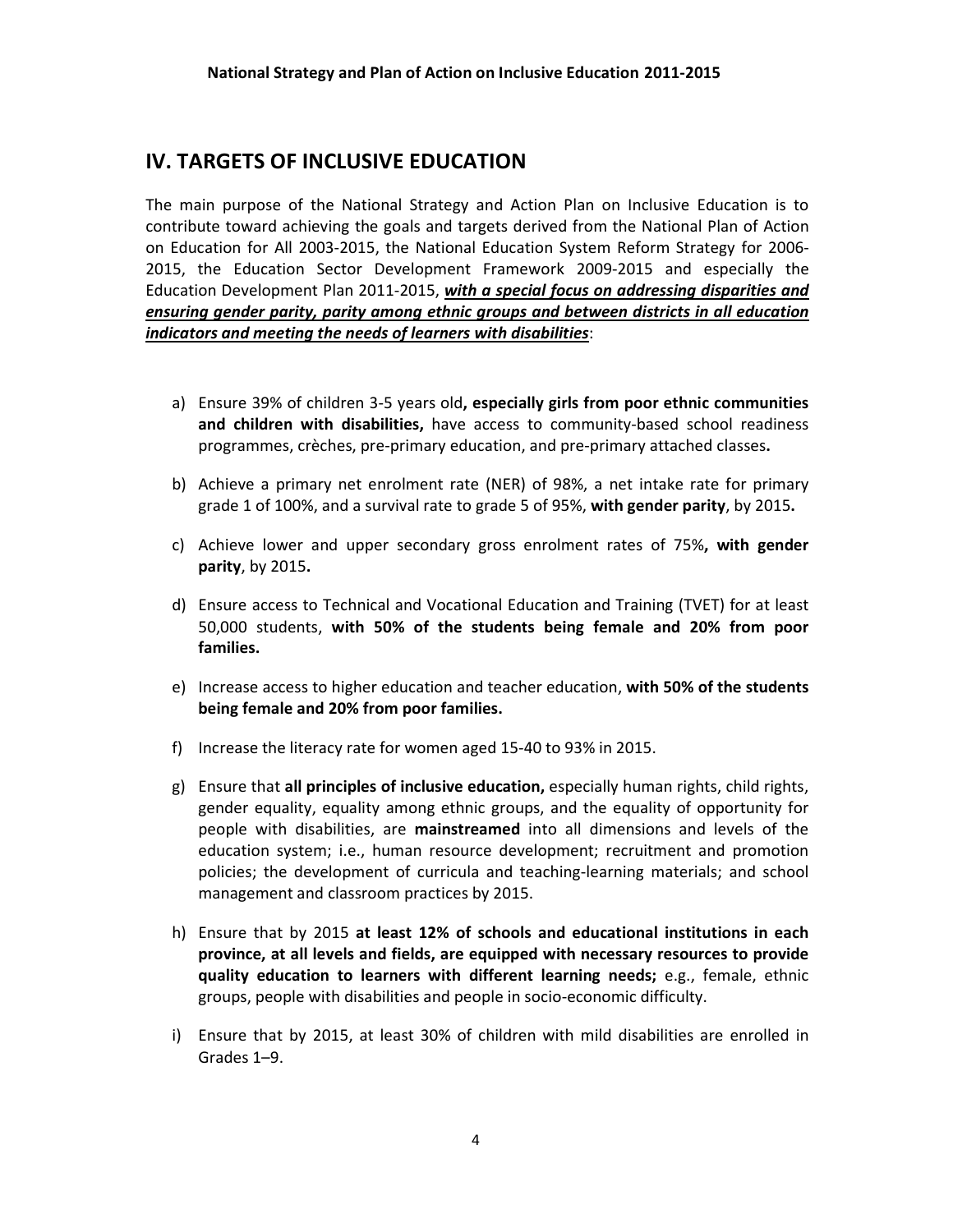## IV. TARGETS OF INCLUSIVE EDUCATION

The main purpose of the National Strategy and Action Plan on Inclusive Education is to contribute toward achieving the goals and targets derived from the National Plan of Action on Education for All 2003-2015, the National Education System Reform Strategy for 2006-2015, the Education Sector Development Framework 2009-2015 and especially the Education Development Plan 2011-2015, ***<u>with a special focus on addressing disparities and ensuring gender parity, parity among ethnic groups and between districts in all education indicators and meeting the needs of learners with disabilities</u>***:

a) Ensure 39% of children 3-5 years old**, especially girls from poor ethnic communities and children with disabilities,** have access to community-based school readiness programmes, crèches, pre-primary education, and pre-primary attached classes**.**

b) Achieve a primary net enrolment rate (NER) of 98%, a net intake rate for primary grade 1 of 100%, and a survival rate to grade 5 of 95%, **with gender parity**, by 2015**.**

c) Achieve lower and upper secondary gross enrolment rates of 75%**, with gender parity**, by 2015**.**

d) Ensure access to Technical and Vocational Education and Training (TVET) for at least 50,000 students, **with 50% of the students being female and 20% from poor families.**

e) Increase access to higher education and teacher education, **with 50% of the students being female and 20% from poor families.**

f) Increase the literacy rate for women aged 15-40 to 93% in 2015.

g) Ensure that **all principles of inclusive education,** especially human rights, child rights, gender equality, equality among ethnic groups, and the equality of opportunity for people with disabilities, are **mainstreamed** into all dimensions and levels of the education system; i.e., human resource development; recruitment and promotion policies; the development of curricula and teaching-learning materials; and school management and classroom practices by 2015.

h) Ensure that by 2015 **at least 12% of schools and educational institutions in each province, at all levels and fields, are equipped with necessary resources to provide quality education to learners with different learning needs;** e.g., female, ethnic groups, people with disabilities and people in socio-economic difficulty.

i) Ensure that by 2015, at least 30% of children with mild disabilities are enrolled in Grades 1–9.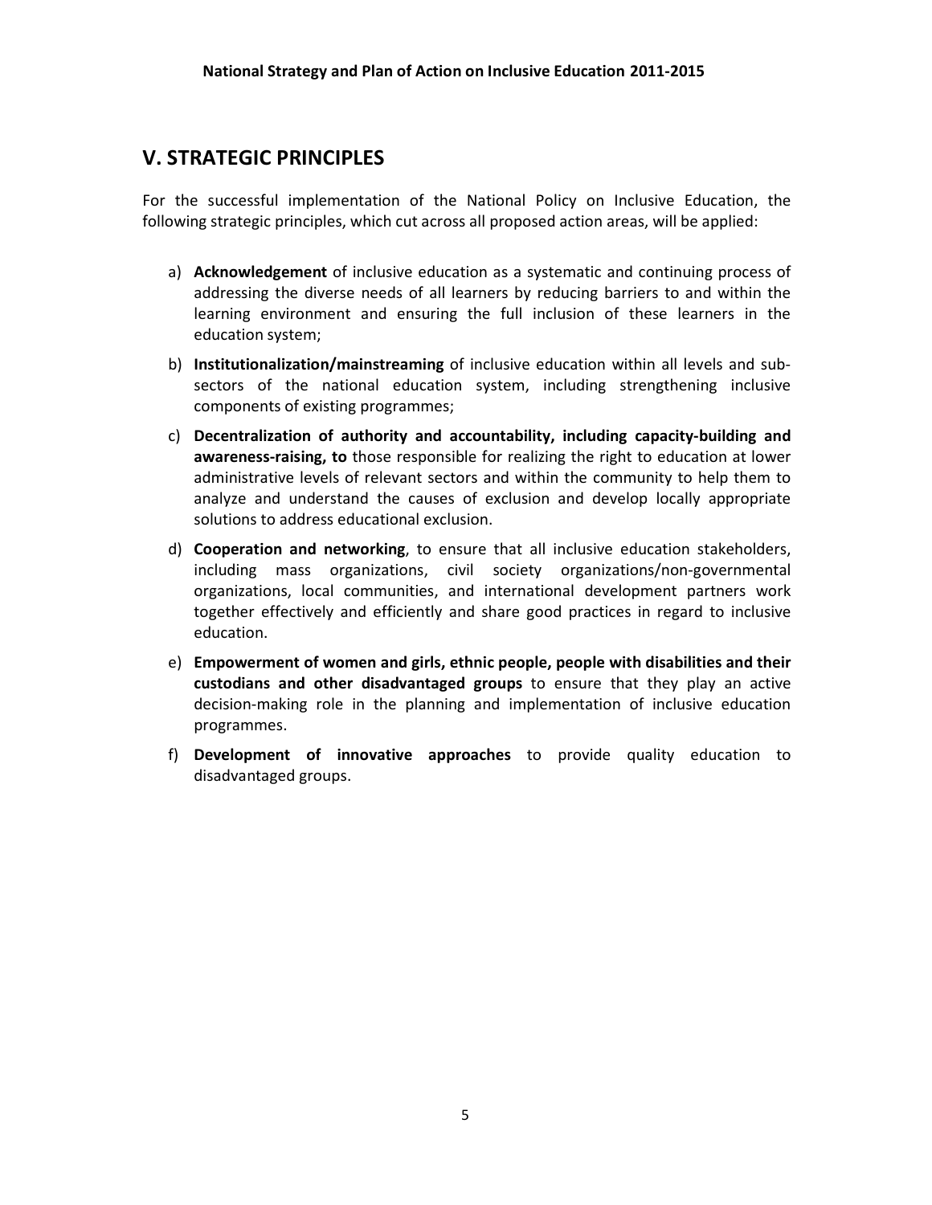## V. STRATEGIC PRINCIPLES

For the successful implementation of the National Policy on Inclusive Education, the following strategic principles, which cut across all proposed action areas, will be applied:

a) **Acknowledgement** of inclusive education as a systematic and continuing process of addressing the diverse needs of all learners by reducing barriers to and within the learning environment and ensuring the full inclusion of these learners in the education system;

b) **Institutionalization/mainstreaming** of inclusive education within all levels and sub-sectors of the national education system, including strengthening inclusive components of existing programmes;

c) **Decentralization of authority and accountability, including capacity-building and awareness-raising, to** those responsible for realizing the right to education at lower administrative levels of relevant sectors and within the community to help them to analyze and understand the causes of exclusion and develop locally appropriate solutions to address educational exclusion.

d) **Cooperation and networking**, to ensure that all inclusive education stakeholders, including mass organizations, civil society organizations/non-governmental organizations, local communities, and international development partners work together effectively and efficiently and share good practices in regard to inclusive education.

e) **Empowerment of women and girls, ethnic people, people with disabilities and their custodians and other disadvantaged groups** to ensure that they play an active decision-making role in the planning and implementation of inclusive education programmes.

f) **Development of innovative approaches** to provide quality education to disadvantaged groups.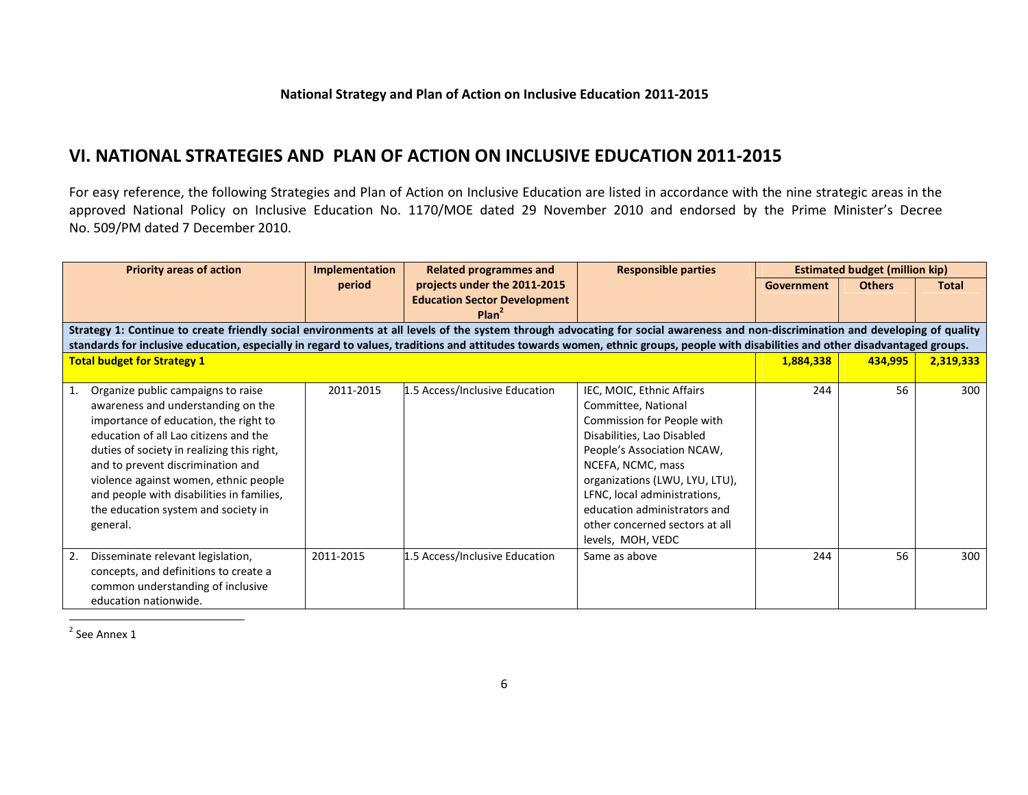## VI. NATIONAL STRATEGIES AND PLAN OF ACTION ON INCLUSIVE EDUCATION 2011-2015

For easy reference, the following Strategies and Plan of Action on Inclusive Education are listed in accordance with the nine strategic areas in the approved National Policy on Inclusive Education No. 1170/MOE dated 29 November 2010 and endorsed by the Prime Minister's Decree No. 509/PM dated 7 December 2010.

| Priority areas of action | Implementation period | Related programmes and projects under the 2011-2015 Education Sector Development Plan[2] | Responsible parties | Estimated budget (million kip) | | |
|---|---|---|---|---|---|---|
| | | | | Government | Others | Total |
| **Strategy 1: Continue to create friendly social environments at all levels of the system through advocating for social awareness and non-discrimination and developing of quality standards for inclusive education, especially in regard to values, traditions and attitudes towards women, ethnic groups, people with disabilities and other disadvantaged groups.** | | | | | | |
| **Total budget for Strategy 1** | | | | **1,884,338** | **434,995** | **2,319,333** |
| 1. Organize public campaigns to raise awareness and understanding on the importance of education, the right to education of all Lao citizens and the duties of society in realizing this right, and to prevent discrimination and violence against women, ethnic people and people with disabilities in families, the education system and society in general. | 2011-2015 | 1.5 Access/Inclusive Education | IEC, MOIC, Ethnic Affairs Committee, National Commission for People with Disabilities, Lao Disabled People's Association NCAW, NCEFA, NCMC, mass organizations (LWU, LYU, LTU), LFNC, local administrations, education administrators and other concerned sectors at all levels, MOH, VEDC | 244 | 56 | 300 |
| 2. Disseminate relevant legislation, concepts, and definitions to create a common understanding of inclusive education nationwide. | 2011-2015 | 1.5 Access/Inclusive Education | Same as above | 244 | 56 | 300 |

[2] See Annex 1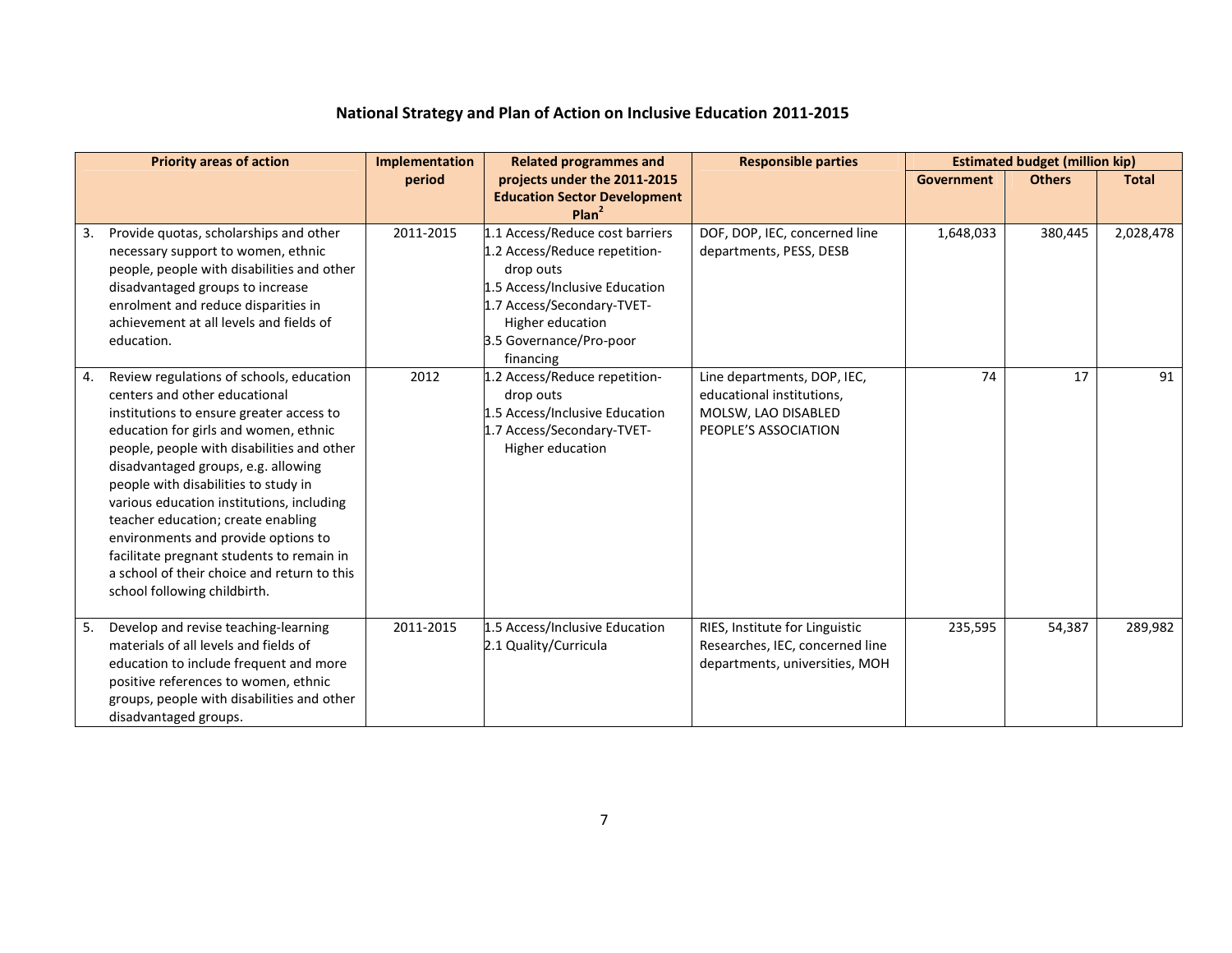## National Strategy and Plan of Action on Inclusive Education 2011-2015

| Priority areas of action | Implementation period | Related programmes and projects under the 2011-2015 Education Sector Development Plan[2] | Responsible parties | Estimated budget (million kip) | | |
|---|---|---|---|---|---|---|
| | | | | Government | Others | Total |
| 3. Provide quotas, scholarships and other necessary support to women, ethnic people, people with disabilities and other disadvantaged groups to increase enrolment and reduce disparities in achievement at all levels and fields of education. | 2011-2015 | 1.1 Access/Reduce cost barriers<br>1.2 Access/Reduce repetition-drop outs<br>1.5 Access/Inclusive Education<br>1.7 Access/Secondary-TVET-Higher education<br>3.5 Governance/Pro-poor financing | DOF, DOP, IEC, concerned line departments, PESS, DESB | 1,648,033 | 380,445 | 2,028,478 |
| 4. Review regulations of schools, education centers and other educational institutions to ensure greater access to education for girls and women, ethnic people, people with disabilities and other disadvantaged groups, e.g. allowing people with disabilities to study in various education institutions, including teacher education; create enabling environments and provide options to facilitate pregnant students to remain in a school of their choice and return to this school following childbirth. | 2012 | 1.2 Access/Reduce repetition-drop outs<br>1.5 Access/Inclusive Education<br>1.7 Access/Secondary-TVET-Higher education | Line departments, DOP, IEC, educational institutions, MOLSW, LAO DISABLED PEOPLE'S ASSOCIATION | 74 | 17 | 91 |
| 5. Develop and revise teaching-learning materials of all levels and fields of education to include frequent and more positive references to women, ethnic groups, people with disabilities and other disadvantaged groups. | 2011-2015 | 1.5 Access/Inclusive Education<br>2.1 Quality/Curricula | RIES, Institute for Linguistic Researches, IEC, concerned line departments, universities, MOH | 235,595 | 54,387 | 289,982 |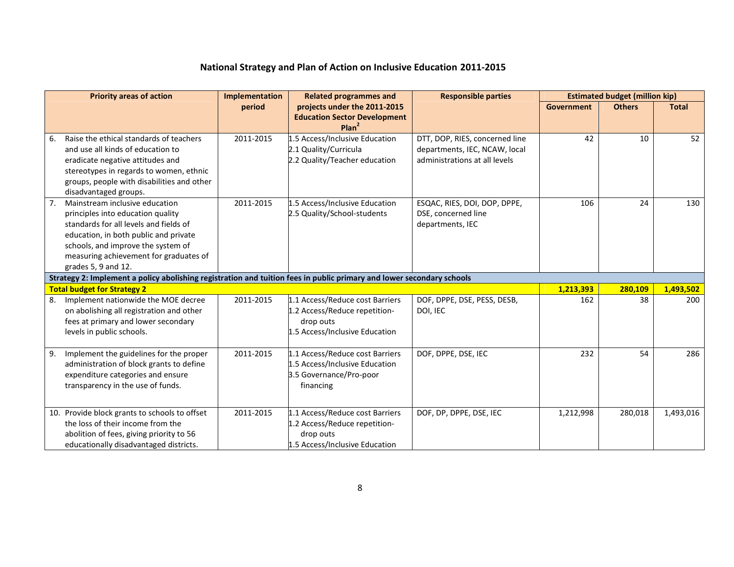## National Strategy and Plan of Action on Inclusive Education 2011-2015

| Priority areas of action | Implementation period | Related programmes and projects under the 2011-2015 Education Sector Development Plan[2] | Responsible parties | Estimated budget (million kip) | | |
|---|---|---|---|---|---|---|
| | | | | Government | Others | Total |
| 6. Raise the ethical standards of teachers and use all kinds of education to eradicate negative attitudes and stereotypes in regards to women, ethnic groups, people with disabilities and other disadvantaged groups. | 2011-2015 | 1.5 Access/Inclusive Education<br>2.1 Quality/Curricula<br>2.2 Quality/Teacher education | DTT, DOP, RIES, concerned line departments, IEC, NCAW, local administrations at all levels | 42 | 10 | 52 |
| 7. Mainstream inclusive education principles into education quality standards for all levels and fields of education, in both public and private schools, and improve the system of measuring achievement for graduates of grades 5, 9 and 12. | 2011-2015 | 1.5 Access/Inclusive Education<br>2.5 Quality/School-students | ESQAC, RIES, DOI, DOP, DPPE, DSE, concerned line departments, IEC | 106 | 24 | 130 |
| **Strategy 2: Implement a policy abolishing registration and tuition fees in public primary and lower secondary schools** | | | | | | |
| **Total budget for Strategy 2** | | | | **1,213,393** | **280,109** | **1,493,502** |
| 8. Implement nationwide the MOE decree on abolishing all registration and other fees at primary and lower secondary levels in public schools. | 2011-2015 | 1.1 Access/Reduce cost Barriers<br>1.2 Access/Reduce repetition-drop outs<br>1.5 Access/Inclusive Education | DOF, DPPE, DSE, PESS, DESB, DOI, IEC | 162 | 38 | 200 |
| 9. Implement the guidelines for the proper administration of block grants to define expenditure categories and ensure transparency in the use of funds. | 2011-2015 | 1.1 Access/Reduce cost Barriers<br>1.5 Access/Inclusive Education<br>3.5 Governance/Pro-poor financing | DOF, DPPE, DSE, IEC | 232 | 54 | 286 |
| 10. Provide block grants to schools to offset the loss of their income from the abolition of fees, giving priority to 56 educationally disadvantaged districts. | 2011-2015 | 1.1 Access/Reduce cost Barriers<br>1.2 Access/Reduce repetition-drop outs<br>1.5 Access/Inclusive Education | DOF, DP, DPPE, DSE, IEC | 1,212,998 | 280,018 | 1,493,016 |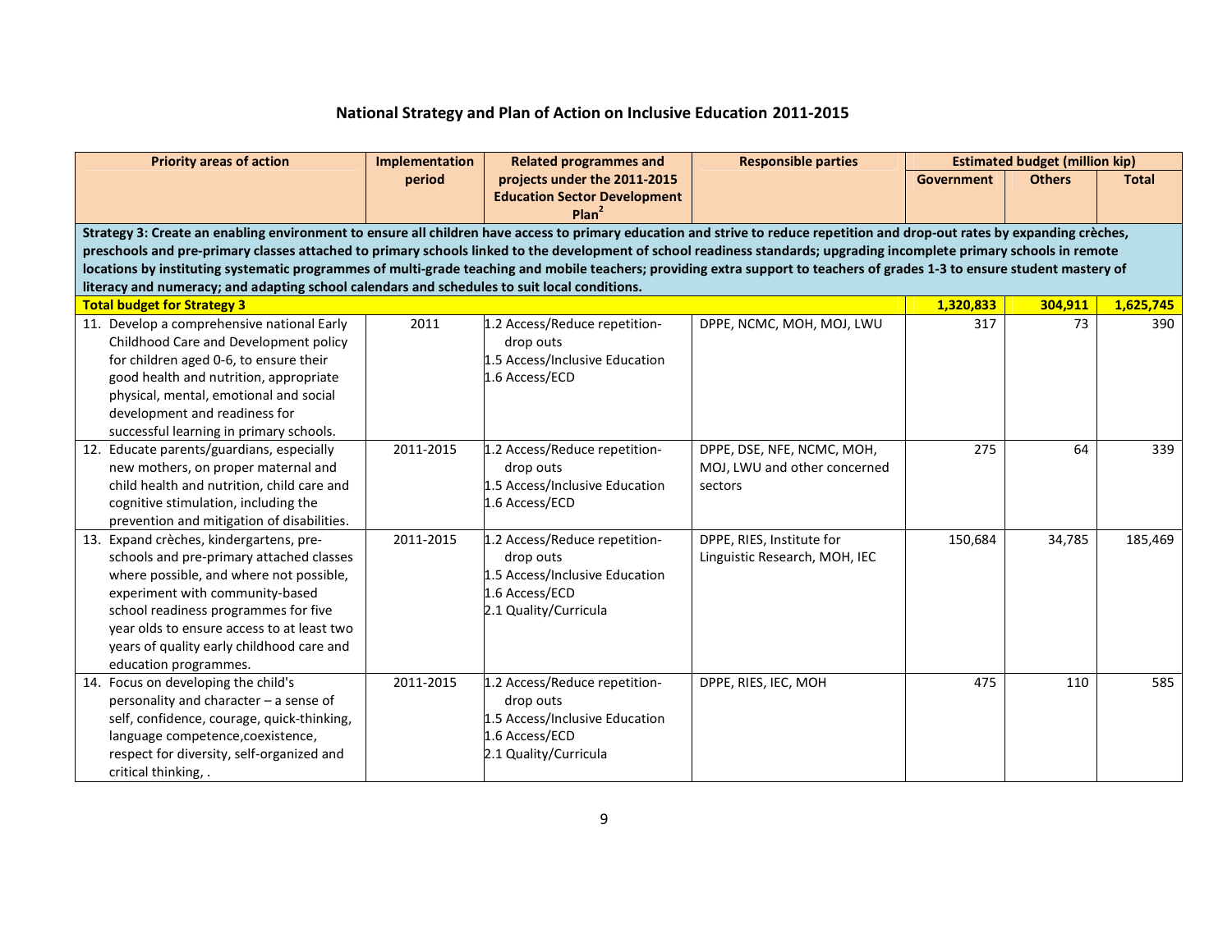## National Strategy and Plan of Action on Inclusive Education 2011-2015

| Priority areas of action | Implementation period | Related programmes and projects under the 2011-2015 Education Sector Development Plan[2] | Responsible parties | Estimated budget (million kip) | | |
|---|---|---|---|---|---|---|
| | | | | Government | Others | Total |
| **Strategy 3: Create an enabling environment to ensure all children have access to primary education and strive to reduce repetition and drop-out rates by expanding crèches, preschools and pre-primary classes attached to primary schools linked to the development of school readiness standards; upgrading incomplete primary schools in remote locations by instituting systematic programmes of multi-grade teaching and mobile teachers; providing extra support to teachers of grades 1-3 to ensure student mastery of literacy and numeracy; and adapting school calendars and schedules to suit local conditions.** | | | | | | |
| **Total budget for Strategy 3** | | | | **1,320,833** | **304,911** | **1,625,745** |
| 11. Develop a comprehensive national Early Childhood Care and Development policy for children aged 0-6, to ensure their good health and nutrition, appropriate physical, mental, emotional and social development and readiness for successful learning in primary schools. | 2011 | 1.2 Access/Reduce repetition-drop outs<br>1.5 Access/Inclusive Education<br>1.6 Access/ECD | DPPE, NCMC, MOH, MOJ, LWU | 317 | 73 | 390 |
| 12. Educate parents/guardians, especially new mothers, on proper maternal and child health and nutrition, child care and cognitive stimulation, including the prevention and mitigation of disabilities. | 2011-2015 | 1.2 Access/Reduce repetition-drop outs<br>1.5 Access/Inclusive Education<br>1.6 Access/ECD | DPPE, DSE, NFE, NCMC, MOH, MOJ, LWU and other concerned sectors | 275 | 64 | 339 |
| 13. Expand crèches, kindergartens, pre-schools and pre-primary attached classes where possible, and where not possible, experiment with community-based school readiness programmes for five year olds to ensure access to at least two years of quality early childhood care and education programmes. | 2011-2015 | 1.2 Access/Reduce repetition-drop outs<br>1.5 Access/Inclusive Education<br>1.6 Access/ECD<br>2.1 Quality/Curricula | DPPE, RIES, Institute for Linguistic Research, MOH, IEC | 150,684 | 34,785 | 185,469 |
| 14. Focus on developing the child's personality and character – a sense of self, confidence, courage, quick-thinking, language competence,coexistence, respect for diversity, self-organized and critical thinking, . | 2011-2015 | 1.2 Access/Reduce repetition-drop outs<br>1.5 Access/Inclusive Education<br>1.6 Access/ECD<br>2.1 Quality/Curricula | DPPE, RIES, IEC, MOH | 475 | 110 | 585 |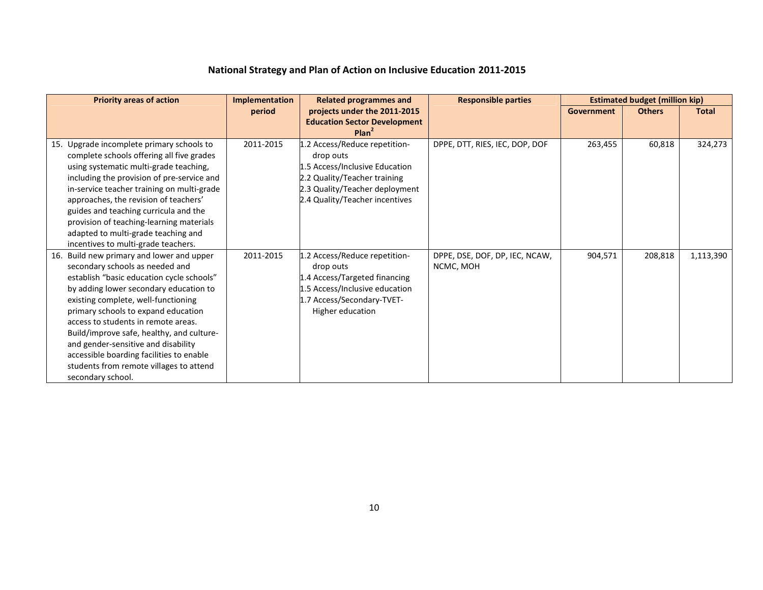### National Strategy and Plan of Action on Inclusive Education 2011-2015

| Priority areas of action | Implementation period | Related programmes and projects under the 2011-2015 Education Sector Development Plan[2] | Responsible parties | Estimated budget (million kip) | | |
|---|---|---|---|---|---|---|
| | | | | Government | Others | Total |
| 15. Upgrade incomplete primary schools to complete schools offering all five grades using systematic multi-grade teaching, including the provision of pre-service and in-service teacher training on multi-grade approaches, the revision of teachers' guides and teaching curricula and the provision of teaching-learning materials adapted to multi-grade teaching and incentives to multi-grade teachers. | 2011-2015 | 1.2 Access/Reduce repetition-drop outs<br>1.5 Access/Inclusive Education<br>2.2 Quality/Teacher training<br>2.3 Quality/Teacher deployment<br>2.4 Quality/Teacher incentives | DPPE, DTT, RIES, IEC, DOP, DOF | 263,455 | 60,818 | 324,273 |
| 16. Build new primary and lower and upper secondary schools as needed and establish "basic education cycle schools" by adding lower secondary education to existing complete, well-functioning primary schools to expand education access to students in remote areas. Build/improve safe, healthy, and culture- and gender-sensitive and disability accessible boarding facilities to enable students from remote villages to attend secondary school. | 2011-2015 | 1.2 Access/Reduce repetition-drop outs<br>1.4 Access/Targeted financing<br>1.5 Access/Inclusive education<br>1.7 Access/Secondary-TVET-Higher education | DPPE, DSE, DOF, DP, IEC, NCAW, NCMC, MOH | 904,571 | 208,818 | 1,113,390 |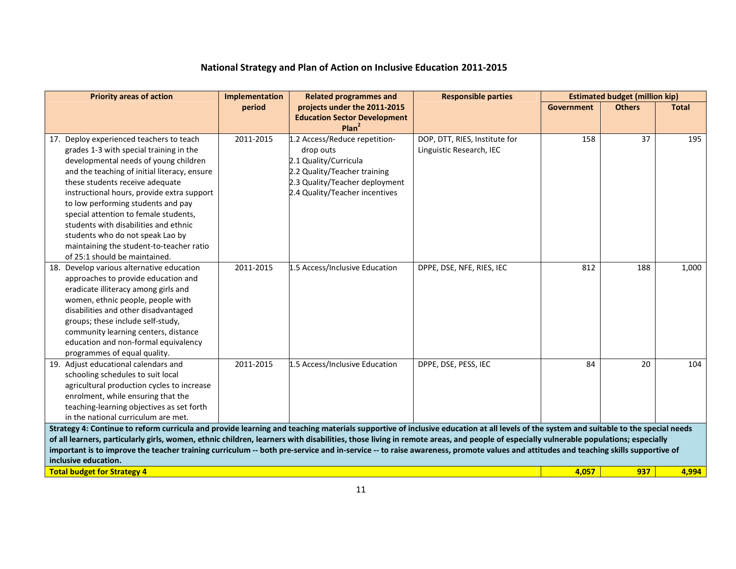## National Strategy and Plan of Action on Inclusive Education 2011-2015

| Priority areas of action | Implementation period | Related programmes and projects under the 2011-2015 Education Sector Development Plan[2] | Responsible parties | Estimated budget (million kip) | | |
|---|---|---|---|---|---|---|
| | | | | Government | Others | Total |
| 17. Deploy experienced teachers to teach grades 1-3 with special training in the developmental needs of young children and the teaching of initial literacy, ensure these students receive adequate instructional hours, provide extra support to low performing students and pay special attention to female students, students with disabilities and ethnic students who do not speak Lao by maintaining the student-to-teacher ratio of 25:1 should be maintained. | 2011-2015 | 1.2 Access/Reduce repetition-drop outs<br>2.1 Quality/Curricula<br>2.2 Quality/Teacher training<br>2.3 Quality/Teacher deployment<br>2.4 Quality/Teacher incentives | DOP, DTT, RIES, Institute for Linguistic Research, IEC | 158 | 37 | 195 |
| 18. Develop various alternative education approaches to provide education and eradicate illiteracy among girls and women, ethnic people, people with disabilities and other disadvantaged groups; these include self-study, community learning centers, distance education and non-formal equivalency programmes of equal quality. | 2011-2015 | 1.5 Access/Inclusive Education | DPPE, DSE, NFE, RIES, IEC | 812 | 188 | 1,000 |
| 19. Adjust educational calendars and schooling schedules to suit local agricultural production cycles to increase enrolment, while ensuring that the teaching-learning objectives as set forth in the national curriculum are met. | 2011-2015 | 1.5 Access/Inclusive Education | DPPE, DSE, PESS, IEC | 84 | 20 | 104 |
| **Strategy 4: Continue to reform curricula and provide learning and teaching materials supportive of inclusive education at all levels of the system and suitable to the special needs of all learners, particularly girls, women, ethnic children, learners with disabilities, those living in remote areas, and people of especially vulnerable populations; especially important is to improve the teacher training curriculum -- both pre-service and in-service -- to raise awareness, promote values and attitudes and teaching skills supportive of inclusive education.** | | | | | | |
| **Total budget for Strategy 4** | | | | **4,057** | **937** | **4,994** |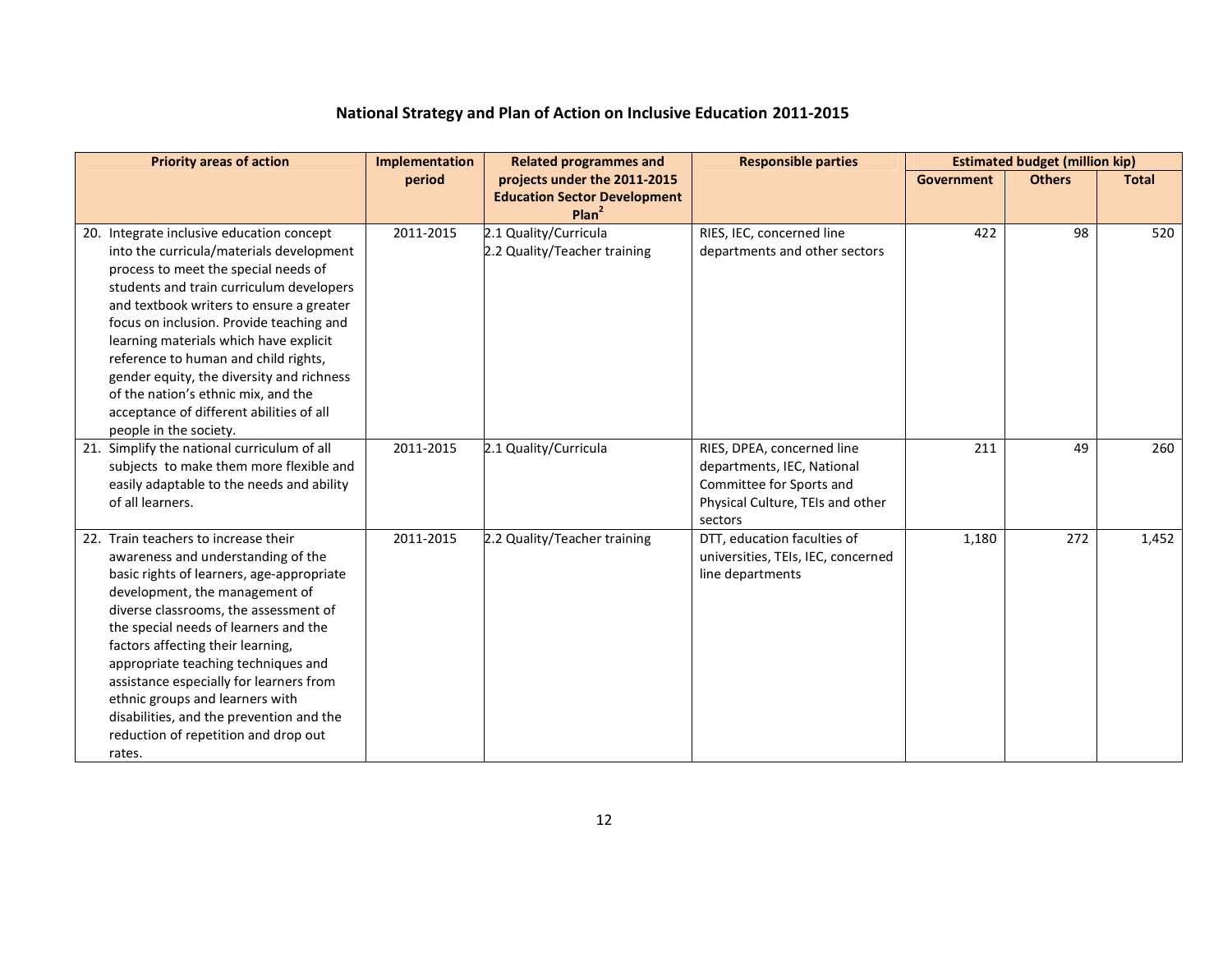## National Strategy and Plan of Action on Inclusive Education 2011-2015

| Priority areas of action | Implementation period | Related programmes and projects under the 2011-2015 Education Sector Development Plan[2] | Responsible parties | Estimated budget (million kip) | | |
|---|---|---|---|---|---|---|
| | | | | Government | Others | Total |
| 20. Integrate inclusive education concept into the curricula/materials development process to meet the special needs of students and train curriculum developers and textbook writers to ensure a greater focus on inclusion. Provide teaching and learning materials which have explicit reference to human and child rights, gender equity, the diversity and richness of the nation's ethnic mix, and the acceptance of different abilities of all people in the society. | 2011-2015 | 2.1 Quality/Curricula<br>2.2 Quality/Teacher training | RIES, IEC, concerned line departments and other sectors | 422 | 98 | 520 |
| 21. Simplify the national curriculum of all subjects to make them more flexible and easily adaptable to the needs and ability of all learners. | 2011-2015 | 2.1 Quality/Curricula | RIES, DPEA, concerned line departments, IEC, National Committee for Sports and Physical Culture, TEIs and other sectors | 211 | 49 | 260 |
| 22. Train teachers to increase their awareness and understanding of the basic rights of learners, age-appropriate development, the management of diverse classrooms, the assessment of the special needs of learners and the factors affecting their learning, appropriate teaching techniques and assistance especially for learners from ethnic groups and learners with disabilities, and the prevention and the reduction of repetition and drop out rates. | 2011-2015 | 2.2 Quality/Teacher training | DTT, education faculties of universities, TEIs, IEC, concerned line departments | 1,180 | 272 | 1,452 |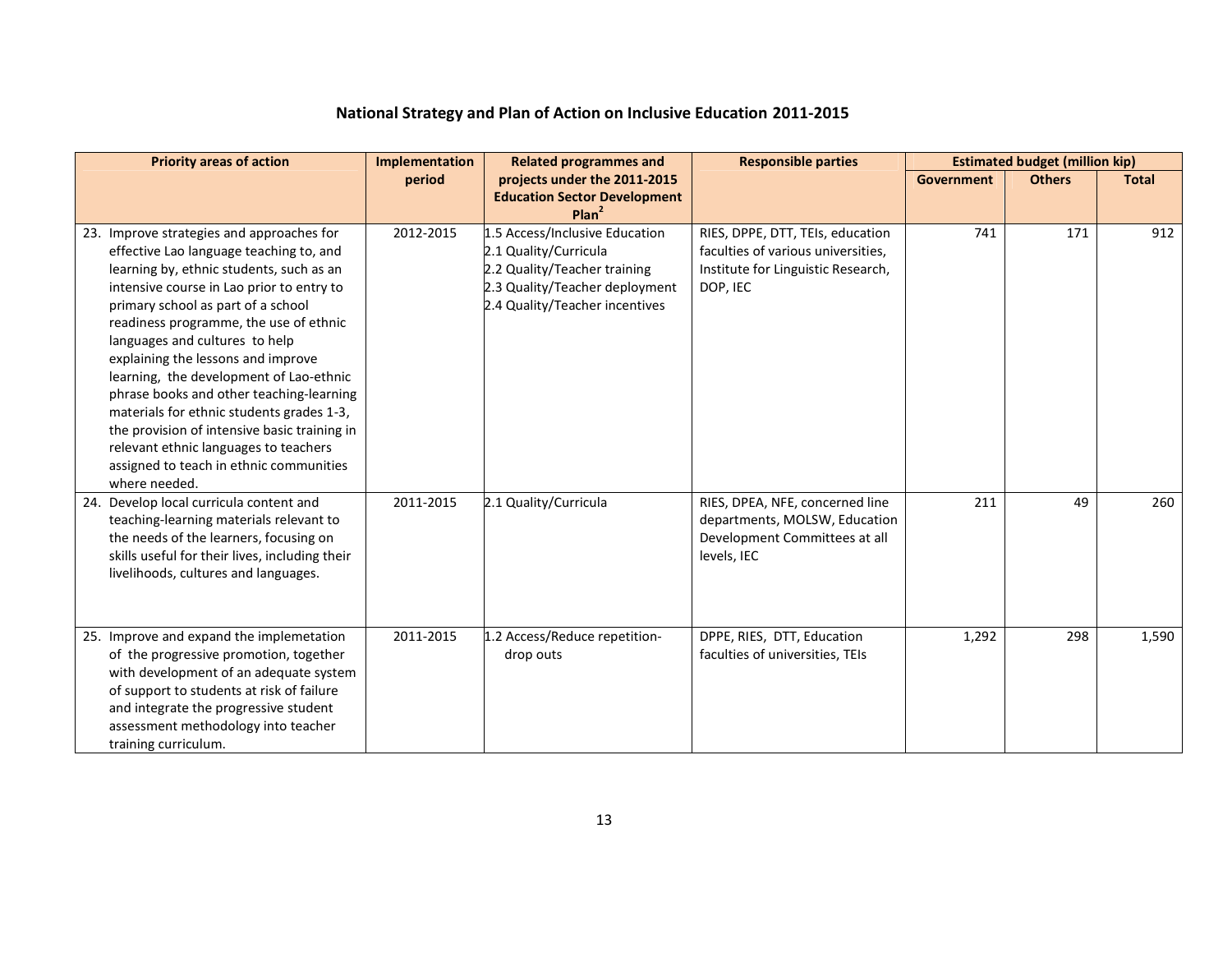## National Strategy and Plan of Action on Inclusive Education 2011-2015

| Priority areas of action | Implementation period | Related programmes and projects under the 2011-2015 Education Sector Development Plan[2] | Responsible parties | Estimated budget (million kip) | | |
|---|---|---|---|---|---|---|
| | | | | Government | Others | Total |
| 23. Improve strategies and approaches for effective Lao language teaching to, and learning by, ethnic students, such as an intensive course in Lao prior to entry to primary school as part of a school readiness programme, the use of ethnic languages and cultures to help explaining the lessons and improve learning, the development of Lao-ethnic phrase books and other teaching-learning materials for ethnic students grades 1-3, the provision of intensive basic training in relevant ethnic languages to teachers assigned to teach in ethnic communities where needed. | 2012-2015 | 1.5 Access/Inclusive Education<br>2.1 Quality/Curricula<br>2.2 Quality/Teacher training<br>2.3 Quality/Teacher deployment<br>2.4 Quality/Teacher incentives | RIES, DPPE, DTT, TEIs, education faculties of various universities, Institute for Linguistic Research, DOP, IEC | 741 | 171 | 912 |
| 24. Develop local curricula content and teaching-learning materials relevant to the needs of the learners, focusing on skills useful for their lives, including their livelihoods, cultures and languages. | 2011-2015 | 2.1 Quality/Curricula | RIES, DPEA, NFE, concerned line departments, MOLSW, Education Development Committees at all levels, IEC | 211 | 49 | 260 |
| 25. Improve and expand the implemetation of the progressive promotion, together with development of an adequate system of support to students at risk of failure and integrate the progressive student assessment methodology into teacher training curriculum. | 2011-2015 | 1.2 Access/Reduce repetition-drop outs | DPPE, RIES, DTT, Education faculties of universities, TEIs | 1,292 | 298 | 1,590 |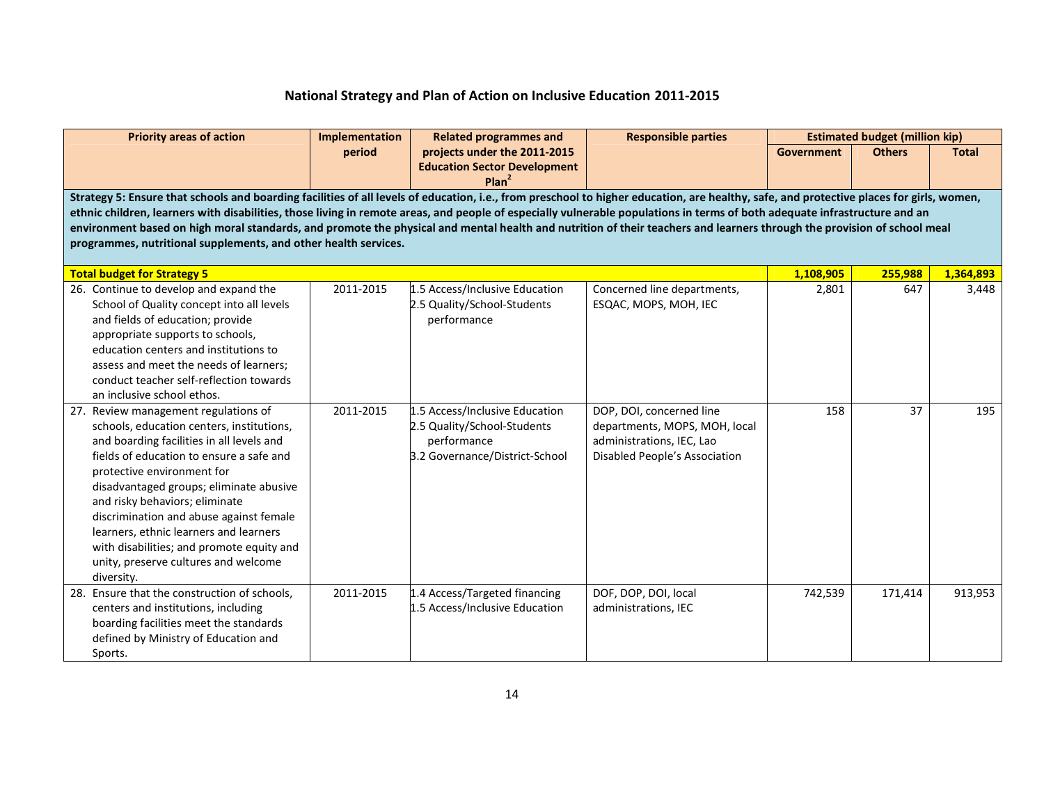## National Strategy and Plan of Action on Inclusive Education 2011-2015

| Priority areas of action | Implementation period | Related programmes and projects under the 2011-2015 Education Sector Development Plan[2] | Responsible parties | Estimated budget (million kip) | | |
|---|---|---|---|---|---|---|
| | | | | Government | Others | Total |
| **Strategy 5: Ensure that schools and boarding facilities of all levels of education, i.e., from preschool to higher education, are healthy, safe, and protective places for girls, women, ethnic children, learners with disabilities, those living in remote areas, and people of especially vulnerable populations in terms of both adequate infrastructure and an environment based on high moral standards, and promote the physical and mental health and nutrition of their teachers and learners through the provision of school meal programmes, nutritional supplements, and other health services.** | | | | | | |
| **Total budget for Strategy 5** | | | | **1,108,905** | **255,988** | **1,364,893** |
| 26. Continue to develop and expand the School of Quality concept into all levels and fields of education; provide appropriate supports to schools, education centers and institutions to assess and meet the needs of learners; conduct teacher self-reflection towards an inclusive school ethos. | 2011-2015 | 1.5 Access/Inclusive Education<br>2.5 Quality/School-Students performance | Concerned line departments, ESQAC, MOPS, MOH, IEC | 2,801 | 647 | 3,448 |
| 27. Review management regulations of schools, education centers, institutions, and boarding facilities in all levels and fields of education to ensure a safe and protective environment for disadvantaged groups; eliminate abusive and risky behaviors; eliminate discrimination and abuse against female learners, ethnic learners and learners with disabilities; and promote equity and unity, preserve cultures and welcome diversity. | 2011-2015 | 1.5 Access/Inclusive Education<br>2.5 Quality/School-Students performance<br>3.2 Governance/District-School | DOP, DOI, concerned line departments, MOPS, MOH, local administrations, IEC, Lao Disabled People's Association | 158 | 37 | 195 |
| 28. Ensure that the construction of schools, centers and institutions, including boarding facilities meet the standards defined by Ministry of Education and Sports. | 2011-2015 | 1.4 Access/Targeted financing<br>1.5 Access/Inclusive Education | DOF, DOP, DOI, local administrations, IEC | 742,539 | 171,414 | 913,953 |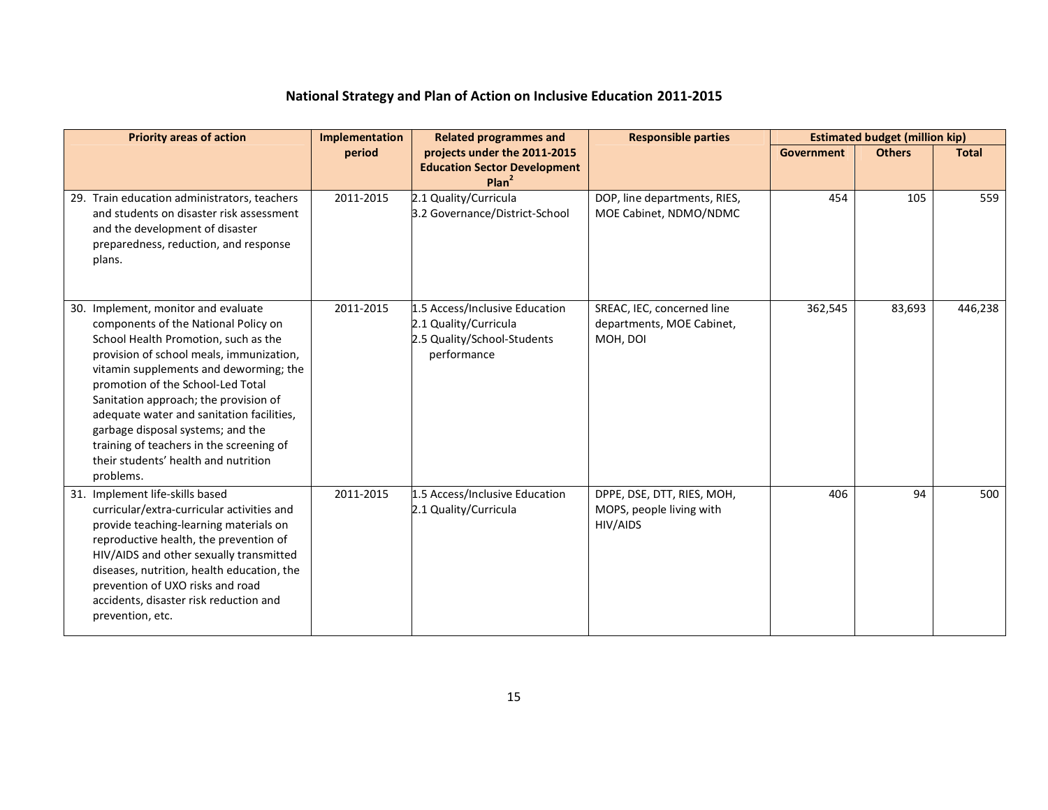## National Strategy and Plan of Action on Inclusive Education 2011-2015

| Priority areas of action | Implementation period | Related programmes and projects under the 2011-2015 Education Sector Development Plan[2] | Responsible parties | Estimated budget (million kip) | | |
|---|---|---|---|---|---|---|
| | | | | Government | Others | Total |
| 29. Train education administrators, teachers and students on disaster risk assessment and the development of disaster preparedness, reduction, and response plans. | 2011-2015 | 2.1 Quality/Curricula<br>3.2 Governance/District-School | DOP, line departments, RIES, MOE Cabinet, NDMO/NDMC | 454 | 105 | 559 |
| 30. Implement, monitor and evaluate components of the National Policy on School Health Promotion, such as the provision of school meals, immunization, vitamin supplements and deworming; the promotion of the School-Led Total Sanitation approach; the provision of adequate water and sanitation facilities, garbage disposal systems; and the training of teachers in the screening of their students' health and nutrition problems. | 2011-2015 | 1.5 Access/Inclusive Education<br>2.1 Quality/Curricula<br>2.5 Quality/School-Students performance | SREAC, IEC, concerned line departments, MOE Cabinet, MOH, DOI | 362,545 | 83,693 | 446,238 |
| 31. Implement life-skills based curricular/extra-curricular activities and provide teaching-learning materials on reproductive health, the prevention of HIV/AIDS and other sexually transmitted diseases, nutrition, health education, the prevention of UXO risks and road accidents, disaster risk reduction and prevention, etc. | 2011-2015 | 1.5 Access/Inclusive Education<br>2.1 Quality/Curricula | DPPE, DSE, DTT, RIES, MOH, MOPS, people living with HIV/AIDS | 406 | 94 | 500 |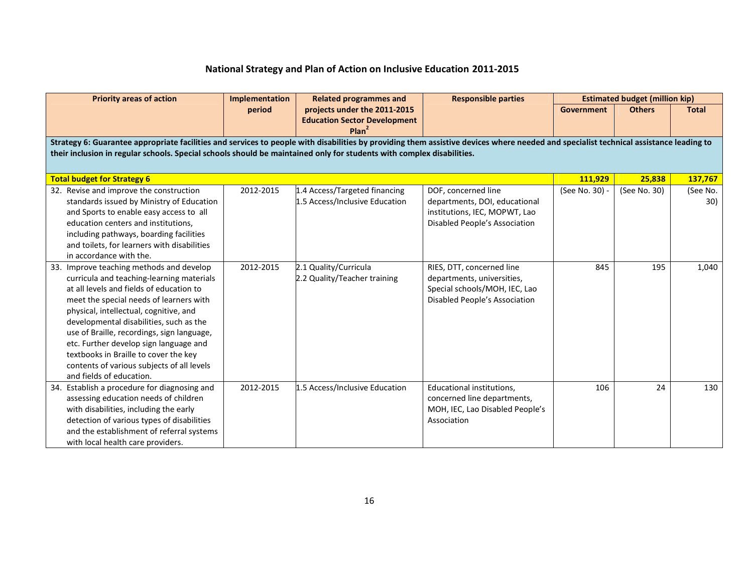## National Strategy and Plan of Action on Inclusive Education 2011-2015

| Priority areas of action | Implementation period | Related programmes and projects under the 2011-2015 Education Sector Development Plan[2] | Responsible parties | Estimated budget (million kip) | | |
|---|---|---|---|---|---|---|
| | | | | Government | Others | Total |
| **Strategy 6: Guarantee appropriate facilities and services to people with disabilities by providing them assistive devices where needed and specialist technical assistance leading to their inclusion in regular schools. Special schools should be maintained only for students with complex disabilities.** | | | | | | |
| **Total budget for Strategy 6** | | | | **111,929** | **25,838** | **137,767** |
| 32. Revise and improve the construction standards issued by Ministry of Education and Sports to enable easy access to all education centers and institutions, including pathways, boarding facilities and toilets, for learners with disabilities in accordance with the. | 2012-2015 | 1.4 Access/Targeted financing<br>1.5 Access/Inclusive Education | DOF, concerned line departments, DOI, educational institutions, IEC, MOPWT, Lao Disabled People's Association | (See No. 30) - | (See No. 30) | (See No. 30) |
| 33. Improve teaching methods and develop curricula and teaching-learning materials at all levels and fields of education to meet the special needs of learners with physical, intellectual, cognitive, and developmental disabilities, such as the use of Braille, recordings, sign language, etc. Further develop sign language and textbooks in Braille to cover the key contents of various subjects of all levels and fields of education. | 2012-2015 | 2.1 Quality/Curricula<br>2.2 Quality/Teacher training | RIES, DTT, concerned line departments, universities, Special schools/MOH, IEC, Lao Disabled People's Association | 845 | 195 | 1,040 |
| 34. Establish a procedure for diagnosing and assessing education needs of children with disabilities, including the early detection of various types of disabilities and the establishment of referral systems with local health care providers. | 2012-2015 | 1.5 Access/Inclusive Education | Educational institutions, concerned line departments, MOH, IEC, Lao Disabled People's Association | 106 | 24 | 130 |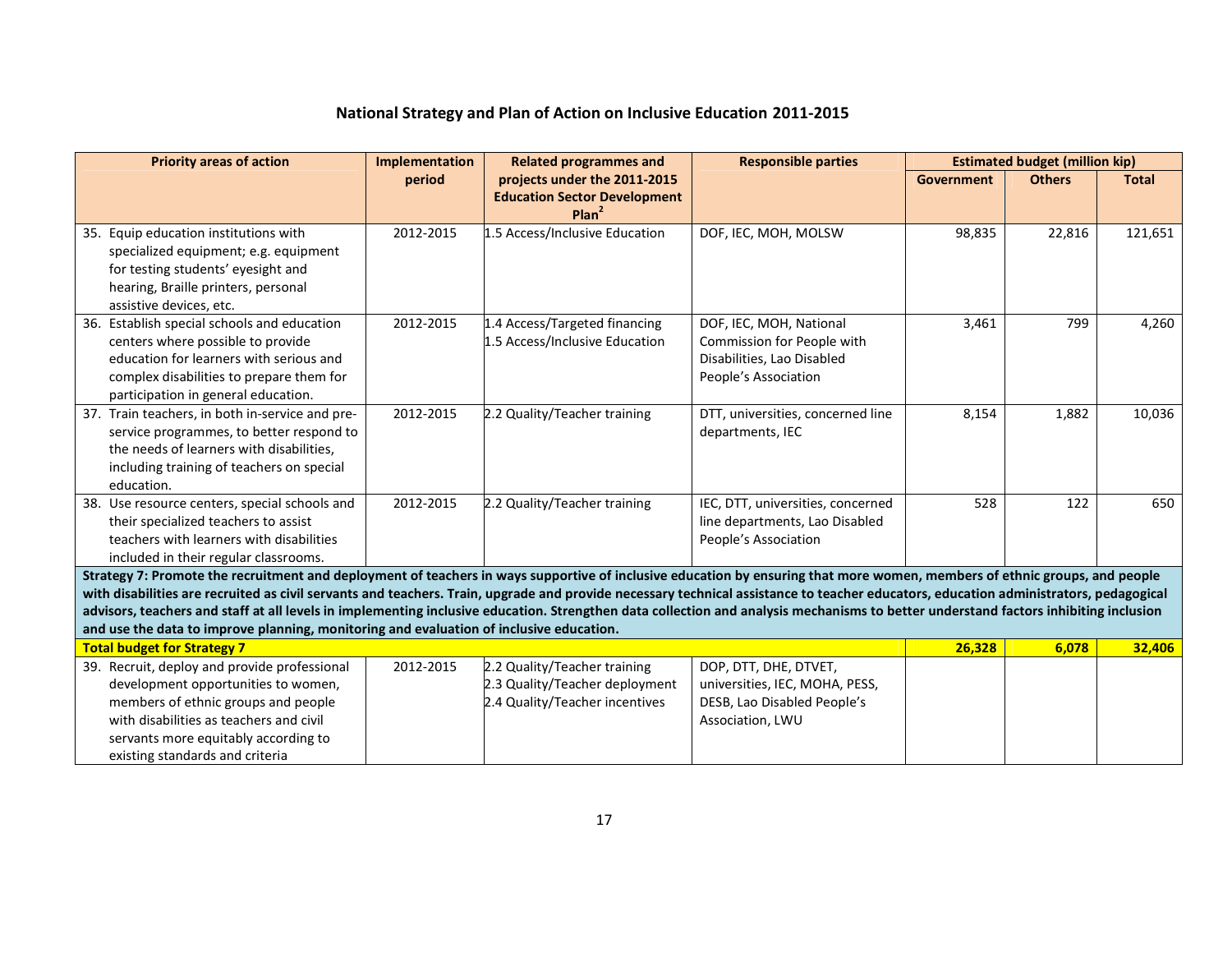## National Strategy and Plan of Action on Inclusive Education 2011-2015

| Priority areas of action | Implementation period | Related programmes and projects under the 2011-2015 Education Sector Development Plan[2] | Responsible parties | Estimated budget (million kip) | | |
|---|---|---|---|---|---|---|
| | | | | Government | Others | Total |
| 35. Equip education institutions with specialized equipment; e.g. equipment for testing students' eyesight and hearing, Braille printers, personal assistive devices, etc. | 2012-2015 | 1.5 Access/Inclusive Education | DOF, IEC, MOH, MOLSW | 98,835 | 22,816 | 121,651 |
| 36. Establish special schools and education centers where possible to provide education for learners with serious and complex disabilities to prepare them for participation in general education. | 2012-2015 | 1.4 Access/Targeted financing<br>1.5 Access/Inclusive Education | DOF, IEC, MOH, National Commission for People with Disabilities, Lao Disabled People's Association | 3,461 | 799 | 4,260 |
| 37. Train teachers, in both in-service and pre-service programmes, to better respond to the needs of learners with disabilities, including training of teachers on special education. | 2012-2015 | 2.2 Quality/Teacher training | DTT, universities, concerned line departments, IEC | 8,154 | 1,882 | 10,036 |
| 38. Use resource centers, special schools and their specialized teachers to assist teachers with learners with disabilities included in their regular classrooms. | 2012-2015 | 2.2 Quality/Teacher training | IEC, DTT, universities, concerned line departments, Lao Disabled People's Association | 528 | 122 | 650 |
| **Strategy 7: Promote the recruitment and deployment of teachers in ways supportive of inclusive education by ensuring that more women, members of ethnic groups, and people with disabilities are recruited as civil servants and teachers. Train, upgrade and provide necessary technical assistance to teacher educators, education administrators, pedagogical advisors, teachers and staff at all levels in implementing inclusive education. Strengthen data collection and analysis mechanisms to better understand factors inhibiting inclusion and use the data to improve planning, monitoring and evaluation of inclusive education.** | | | | | | |
| **Total budget for Strategy 7** | | | | **26,328** | **6,078** | **32,406** |
| 39. Recruit, deploy and provide professional development opportunities to women, members of ethnic groups and people with disabilities as teachers and civil servants more equitably according to existing standards and criteria | 2012-2015 | 2.2 Quality/Teacher training<br>2.3 Quality/Teacher deployment<br>2.4 Quality/Teacher incentives | DOP, DTT, DHE, DTVET, universities, IEC, MOHA, PESS, DESB, Lao Disabled People's Association, LWU | | | |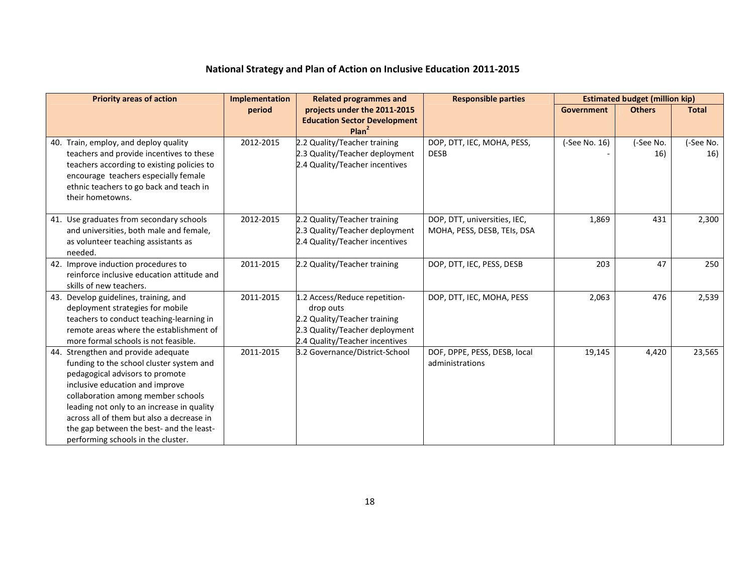## National Strategy and Plan of Action on Inclusive Education 2011-2015

| Priority areas of action | Implementation period | Related programmes and projects under the 2011-2015 Education Sector Development Plan[2] | Responsible parties | Estimated budget (million kip) | | |
|---|---|---|---|---|---|---|
| | | | | Government | Others | Total |
| 40. Train, employ, and deploy quality teachers and provide incentives to these teachers according to existing policies to encourage teachers especially female ethnic teachers to go back and teach in their hometowns. | 2012-2015 | 2.2 Quality/Teacher training<br>2.3 Quality/Teacher deployment<br>2.4 Quality/Teacher incentives | DOP, DTT, IEC, MOHA, PESS, DESB | (-See No. 16) - | (-See No. 16) | (-See No. 16) |
| 41. Use graduates from secondary schools and universities, both male and female, as volunteer teaching assistants as needed. | 2012-2015 | 2.2 Quality/Teacher training<br>2.3 Quality/Teacher deployment<br>2.4 Quality/Teacher incentives | DOP, DTT, universities, IEC, MOHA, PESS, DESB, TEIs, DSA | 1,869 | 431 | 2,300 |
| 42. Improve induction procedures to reinforce inclusive education attitude and skills of new teachers. | 2011-2015 | 2.2 Quality/Teacher training | DOP, DTT, IEC, PESS, DESB | 203 | 47 | 250 |
| 43. Develop guidelines, training, and deployment strategies for mobile teachers to conduct teaching-learning in remote areas where the establishment of more formal schools is not feasible. | 2011-2015 | 1.2 Access/Reduce repetition-drop outs<br>2.2 Quality/Teacher training<br>2.3 Quality/Teacher deployment<br>2.4 Quality/Teacher incentives | DOP, DTT, IEC, MOHA, PESS | 2,063 | 476 | 2,539 |
| 44. Strengthen and provide adequate funding to the school cluster system and pedagogical advisors to promote inclusive education and improve collaboration among member schools leading not only to an increase in quality across all of them but also a decrease in the gap between the best- and the least-performing schools in the cluster. | 2011-2015 | 3.2 Governance/District-School | DOF, DPPE, PESS, DESB, local administrations | 19,145 | 4,420 | 23,565 |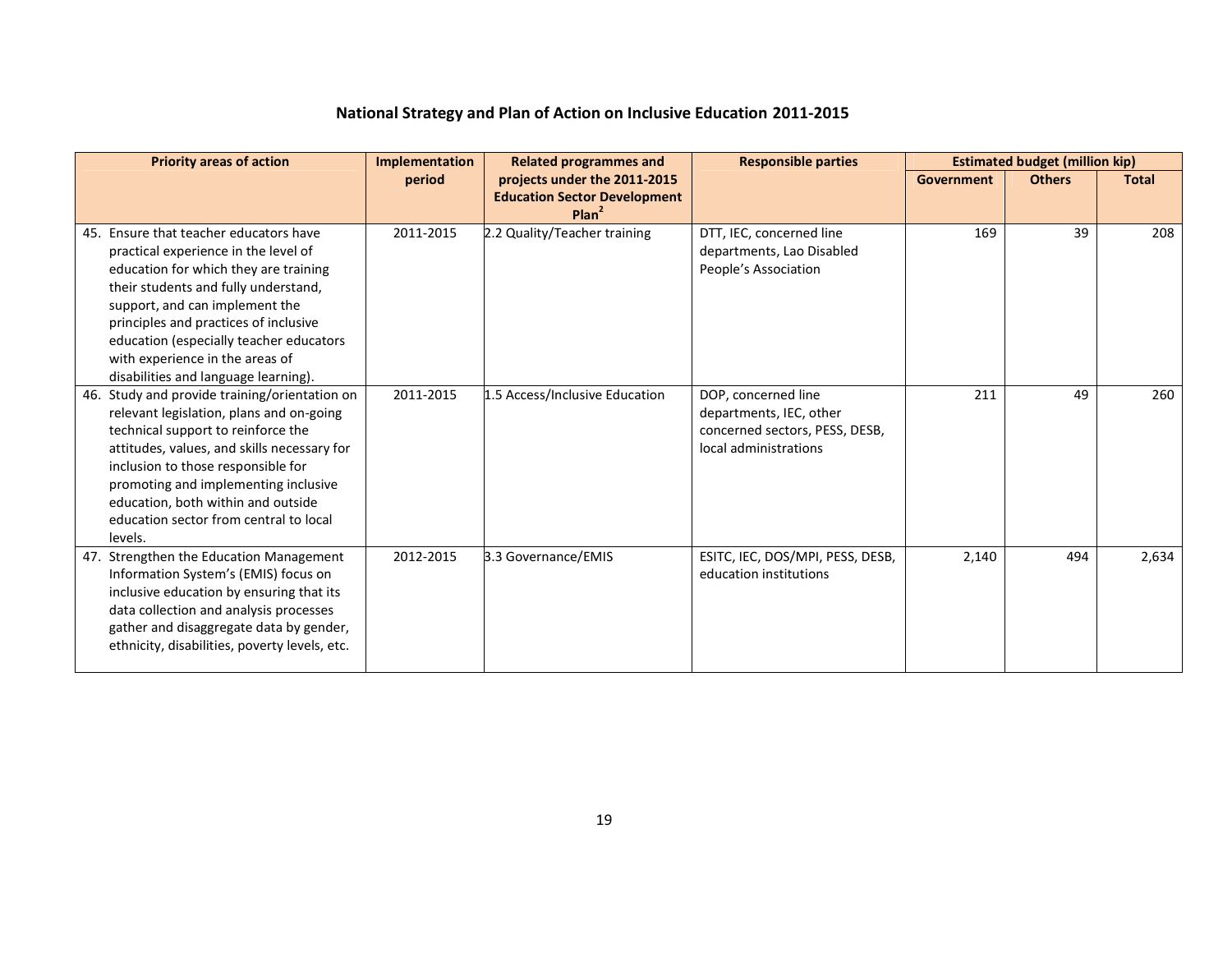### National Strategy and Plan of Action on Inclusive Education 2011-2015

| Priority areas of action | Implementation period | Related programmes and projects under the 2011-2015 Education Sector Development Plan[2] | Responsible parties | Estimated budget (million kip) | | |
|---|---|---|---|---|---|---|
| | | | | Government | Others | Total |
| 45. Ensure that teacher educators have practical experience in the level of education for which they are training their students and fully understand, support, and can implement the principles and practices of inclusive education (especially teacher educators with experience in the areas of disabilities and language learning). | 2011-2015 | 2.2 Quality/Teacher training | DTT, IEC, concerned line departments, Lao Disabled People's Association | 169 | 39 | 208 |
| 46. Study and provide training/orientation on relevant legislation, plans and on-going technical support to reinforce the attitudes, values, and skills necessary for inclusion to those responsible for promoting and implementing inclusive education, both within and outside education sector from central to local levels. | 2011-2015 | 1.5 Access/Inclusive Education | DOP, concerned line departments, IEC, other concerned sectors, PESS, DESB, local administrations | 211 | 49 | 260 |
| 47. Strengthen the Education Management Information System's (EMIS) focus on inclusive education by ensuring that its data collection and analysis processes gather and disaggregate data by gender, ethnicity, disabilities, poverty levels, etc. | 2012-2015 | 3.3 Governance/EMIS | ESITC, IEC, DOS/MPI, PESS, DESB, education institutions | 2,140 | 494 | 2,634 |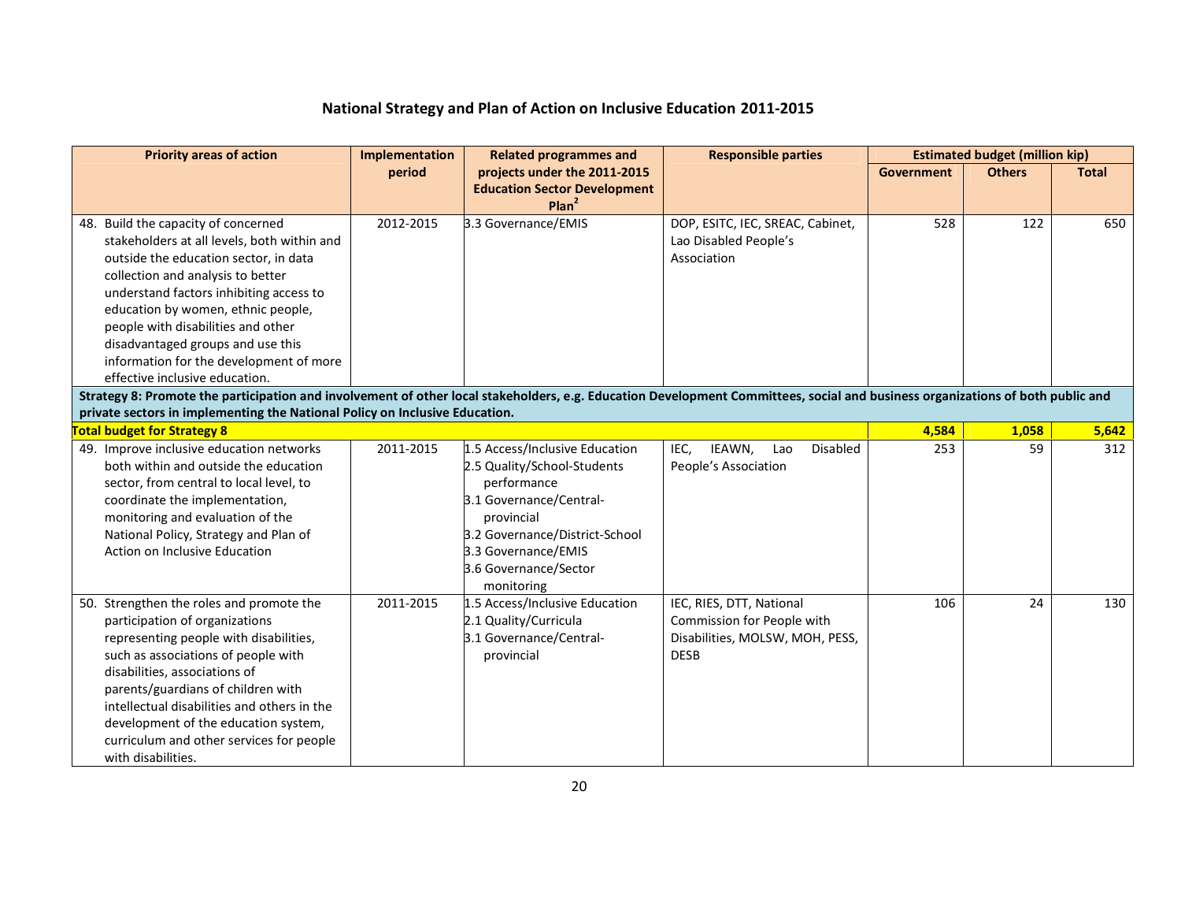## National Strategy and Plan of Action on Inclusive Education 2011-2015

| Priority areas of action | Implementation period | Related programmes and projects under the 2011-2015 Education Sector Development Plan[2] | Responsible parties | Estimated budget (million kip) | | |
|---|---|---|---|---|---|---|
| | | | | Government | Others | Total |
| 48. Build the capacity of concerned stakeholders at all levels, both within and outside the education sector, in data collection and analysis to better understand factors inhibiting access to education by women, ethnic people, people with disabilities and other disadvantaged groups and use this information for the development of more effective inclusive education. | 2012-2015 | 3.3 Governance/EMIS | DOP, ESITC, IEC, SREAC, Cabinet, Lao Disabled People's Association | 528 | 122 | 650 |
| **Strategy 8: Promote the participation and involvement of other local stakeholders, e.g. Education Development Committees, social and business organizations of both public and private sectors in implementing the National Policy on Inclusive Education.** | | | | | | |
| **Total budget for Strategy 8** | | | | **4,584** | **1,058** | **5,642** |
| 49. Improve inclusive education networks both within and outside the education sector, from central to local level, to coordinate the implementation, monitoring and evaluation of the National Policy, Strategy and Plan of Action on Inclusive Education | 2011-2015 | 1.5 Access/Inclusive Education<br>2.5 Quality/School-Students performance<br>3.1 Governance/Central-provincial<br>3.2 Governance/District-School<br>3.3 Governance/EMIS<br>3.6 Governance/Sector monitoring | IEC, IEAWN, Lao Disabled People's Association | 253 | 59 | 312 |
| 50. Strengthen the roles and promote the participation of organizations representing people with disabilities, such as associations of people with disabilities, associations of parents/guardians of children with intellectual disabilities and others in the development of the education system, curriculum and other services for people with disabilities. | 2011-2015 | 1.5 Access/Inclusive Education<br>2.1 Quality/Curricula<br>3.1 Governance/Central-provincial | IEC, RIES, DTT, National Commission for People with Disabilities, MOLSW, MOH, PESS, DESB | 106 | 24 | 130 |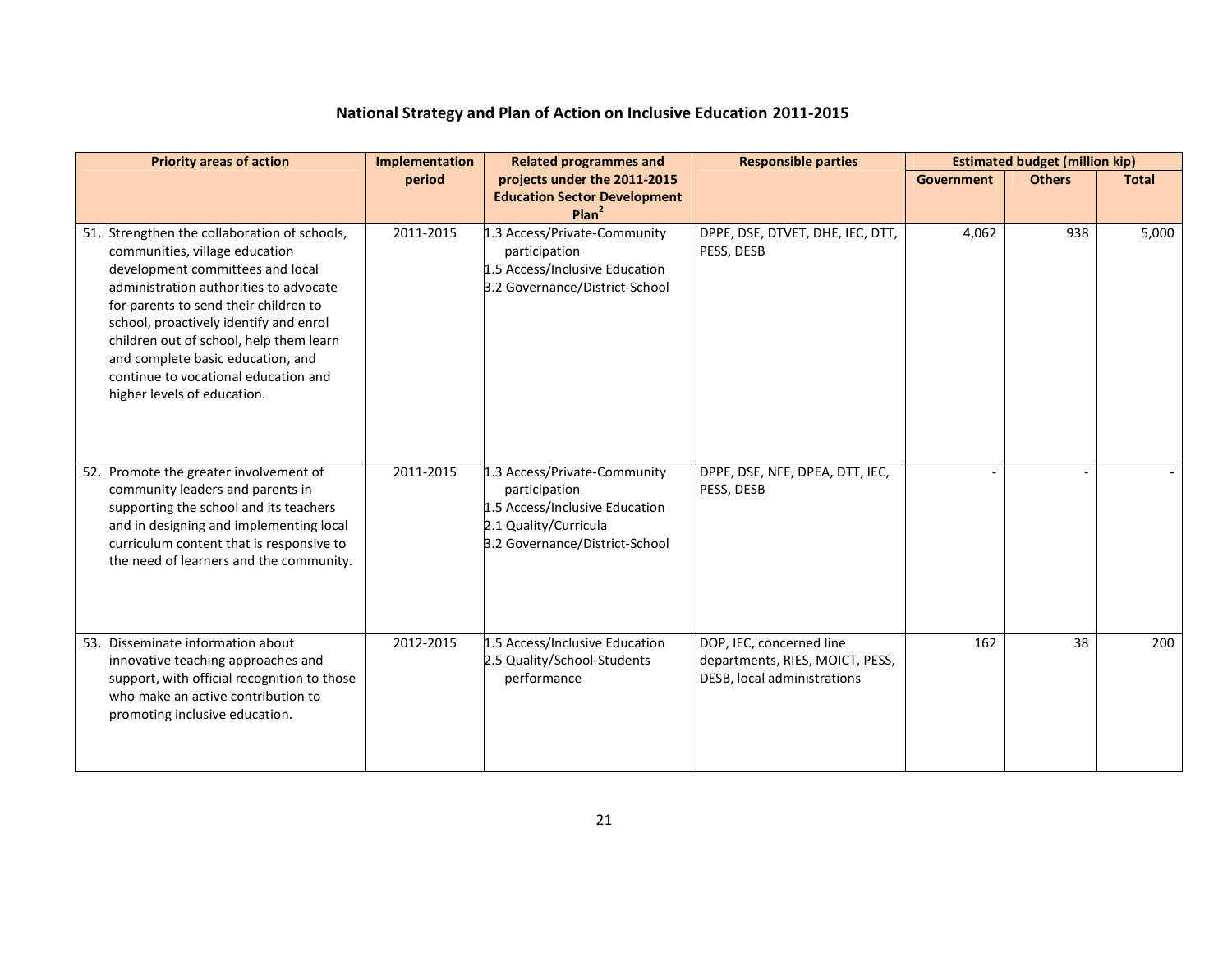## National Strategy and Plan of Action on Inclusive Education 2011-2015

| Priority areas of action | Implementation period | Related programmes and projects under the 2011-2015 Education Sector Development Plan[2] | Responsible parties | Estimated budget (million kip) | | |
|---|---|---|---|---|---|---|
| | | | | Government | Others | Total |
| 51. Strengthen the collaboration of schools, communities, village education development committees and local administration authorities to advocate for parents to send their children to school, proactively identify and enrol children out of school, help them learn and complete basic education, and continue to vocational education and higher levels of education. | 2011-2015 | 1.3 Access/Private-Community participation<br>1.5 Access/Inclusive Education<br>3.2 Governance/District-School | DPPE, DSE, DTVET, DHE, IEC, DTT, PESS, DESB | 4,062 | 938 | 5,000 |
| 52. Promote the greater involvement of community leaders and parents in supporting the school and its teachers and in designing and implementing local curriculum content that is responsive to the need of learners and the community. | 2011-2015 | 1.3 Access/Private-Community participation<br>1.5 Access/Inclusive Education<br>2.1 Quality/Curricula<br>3.2 Governance/District-School | DPPE, DSE, NFE, DPEA, DTT, IEC, PESS, DESB | - | - | - |
| 53. Disseminate information about innovative teaching approaches and support, with official recognition to those who make an active contribution to promoting inclusive education. | 2012-2015 | 1.5 Access/Inclusive Education<br>2.5 Quality/School-Students performance | DOP, IEC, concerned line departments, RIES, MOICT, PESS, DESB, local administrations | 162 | 38 | 200 |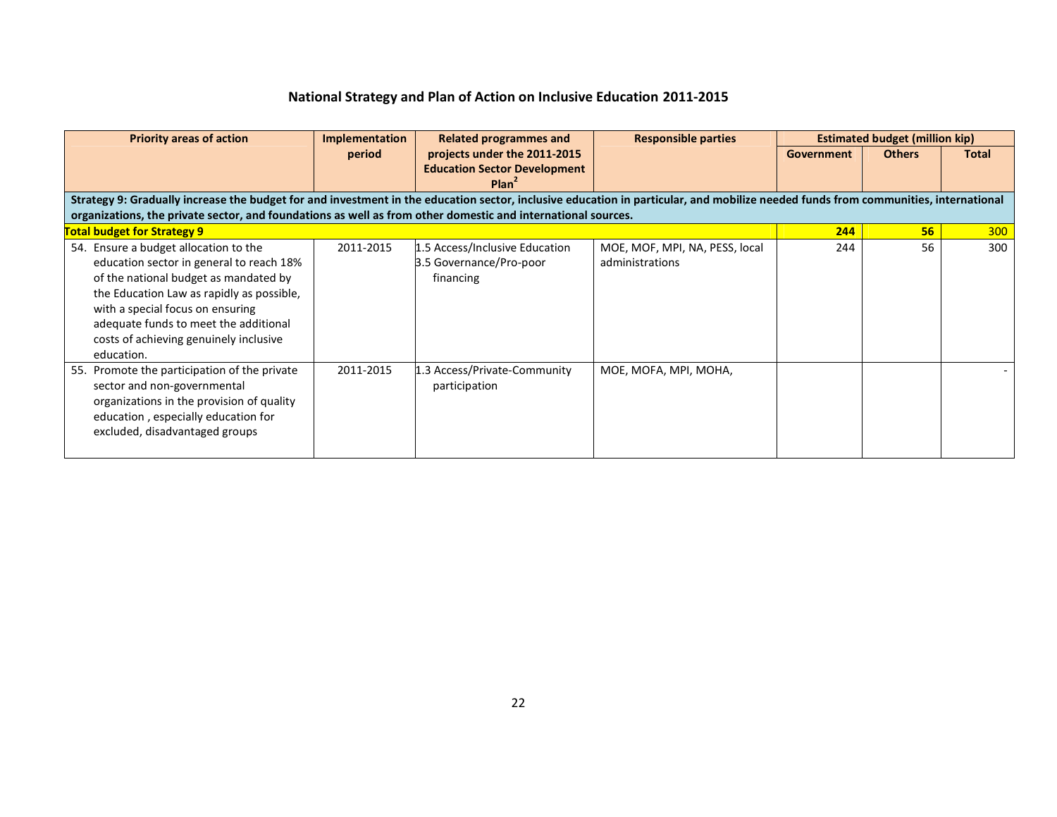## National Strategy and Plan of Action on Inclusive Education 2011-2015

| Priority areas of action | Implementation period | Related programmes and projects under the 2011-2015 Education Sector Development Plan[2] | Responsible parties | Estimated budget (million kip) | | |
|---|---|---|---|---|---|---|
| | | | | Government | Others | Total |
| **Strategy 9: Gradually increase the budget for and investment in the education sector, inclusive education in particular, and mobilize needed funds from communities, international organizations, the private sector, and foundations as well as from other domestic and international sources.** | | | | | | |
| **Total budget for Strategy 9** | | | | **244** | **56** | 300 |
| 54. Ensure a budget allocation to the education sector in general to reach 18% of the national budget as mandated by the Education Law as rapidly as possible, with a special focus on ensuring adequate funds to meet the additional costs of achieving genuinely inclusive education. | 2011-2015 | 1.5 Access/Inclusive Education<br>3.5 Governance/Pro-poor financing | MOE, MOF, MPI, NA, PESS, local administrations | 244 | 56 | 300 |
| 55. Promote the participation of the private sector and non-governmental organizations in the provision of quality education , especially education for excluded, disadvantaged groups | 2011-2015 | 1.3 Access/Private-Community participation | MOE, MOFA, MPI, MOHA, | | | - |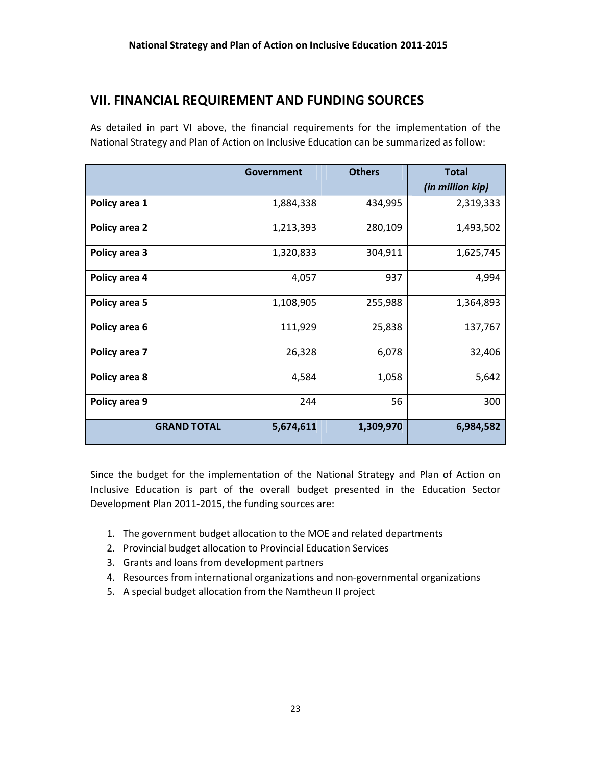## VII. FINANCIAL REQUIREMENT AND FUNDING SOURCES

As detailed in part VI above, the financial requirements for the implementation of the National Strategy and Plan of Action on Inclusive Education can be summarized as follow:

| | Government | Others | Total *(in million kip)* |
|---|---:|---:|---:|
| **Policy area 1** | 1,884,338 | 434,995 | 2,319,333 |
| **Policy area 2** | 1,213,393 | 280,109 | 1,493,502 |
| **Policy area 3** | 1,320,833 | 304,911 | 1,625,745 |
| **Policy area 4** | 4,057 | 937 | 4,994 |
| **Policy area 5** | 1,108,905 | 255,988 | 1,364,893 |
| **Policy area 6** | 111,929 | 25,838 | 137,767 |
| **Policy area 7** | 26,328 | 6,078 | 32,406 |
| **Policy area 8** | 4,584 | 1,058 | 5,642 |
| **Policy area 9** | 244 | 56 | 300 |
| **GRAND TOTAL** | **5,674,611** | **1,309,970** | **6,984,582** |

Since the budget for the implementation of the National Strategy and Plan of Action on Inclusive Education is part of the overall budget presented in the Education Sector Development Plan 2011-2015, the funding sources are:

1. The government budget allocation to the MOE and related departments
2. Provincial budget allocation to Provincial Education Services
3. Grants and loans from development partners
4. Resources from international organizations and non-governmental organizations
5. A special budget allocation from the Namtheun II project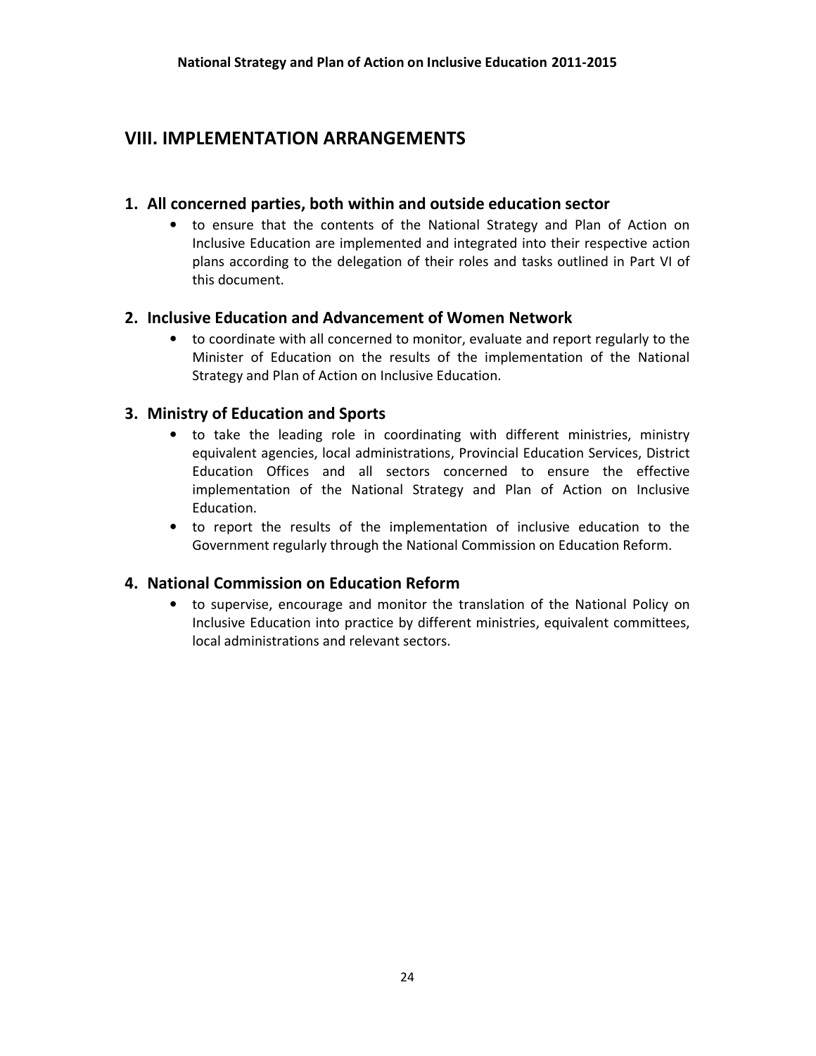## VIII. IMPLEMENTATION ARRANGEMENTS

### 1. All concerned parties, both within and outside education sector

- to ensure that the contents of the National Strategy and Plan of Action on Inclusive Education are implemented and integrated into their respective action plans according to the delegation of their roles and tasks outlined in Part VI of this document.

### 2. Inclusive Education and Advancement of Women Network

- to coordinate with all concerned to monitor, evaluate and report regularly to the Minister of Education on the results of the implementation of the National Strategy and Plan of Action on Inclusive Education.

### 3. Ministry of Education and Sports

- to take the leading role in coordinating with different ministries, ministry equivalent agencies, local administrations, Provincial Education Services, District Education Offices and all sectors concerned to ensure the effective implementation of the National Strategy and Plan of Action on Inclusive Education.
- to report the results of the implementation of inclusive education to the Government regularly through the National Commission on Education Reform.

### 4. National Commission on Education Reform

- to supervise, encourage and monitor the translation of the National Policy on Inclusive Education into practice by different ministries, equivalent committees, local administrations and relevant sectors.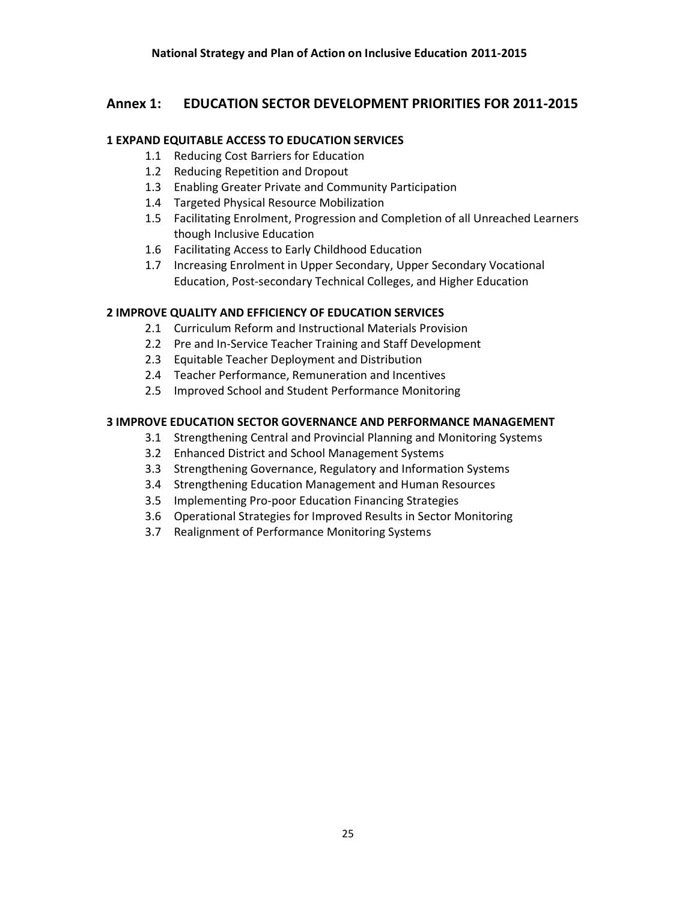## Annex 1: EDUCATION SECTOR DEVELOPMENT PRIORITIES FOR 2011-2015

### 1 EXPAND EQUITABLE ACCESS TO EDUCATION SERVICES

- 1.1 Reducing Cost Barriers for Education
- 1.2 Reducing Repetition and Dropout
- 1.3 Enabling Greater Private and Community Participation
- 1.4 Targeted Physical Resource Mobilization
- 1.5 Facilitating Enrolment, Progression and Completion of all Unreached Learners though Inclusive Education
- 1.6 Facilitating Access to Early Childhood Education
- 1.7 Increasing Enrolment in Upper Secondary, Upper Secondary Vocational Education, Post-secondary Technical Colleges, and Higher Education

### 2 IMPROVE QUALITY AND EFFICIENCY OF EDUCATION SERVICES

- 2.1 Curriculum Reform and Instructional Materials Provision
- 2.2 Pre and In-Service Teacher Training and Staff Development
- 2.3 Equitable Teacher Deployment and Distribution
- 2.4 Teacher Performance, Remuneration and Incentives
- 2.5 Improved School and Student Performance Monitoring

### 3 IMPROVE EDUCATION SECTOR GOVERNANCE AND PERFORMANCE MANAGEMENT

- 3.1 Strengthening Central and Provincial Planning and Monitoring Systems
- 3.2 Enhanced District and School Management Systems
- 3.3 Strengthening Governance, Regulatory and Information Systems
- 3.4 Strengthening Education Management and Human Resources
- 3.5 Implementing Pro-poor Education Financing Strategies
- 3.6 Operational Strategies for Improved Results in Sector Monitoring
- 3.7 Realignment of Performance Monitoring Systems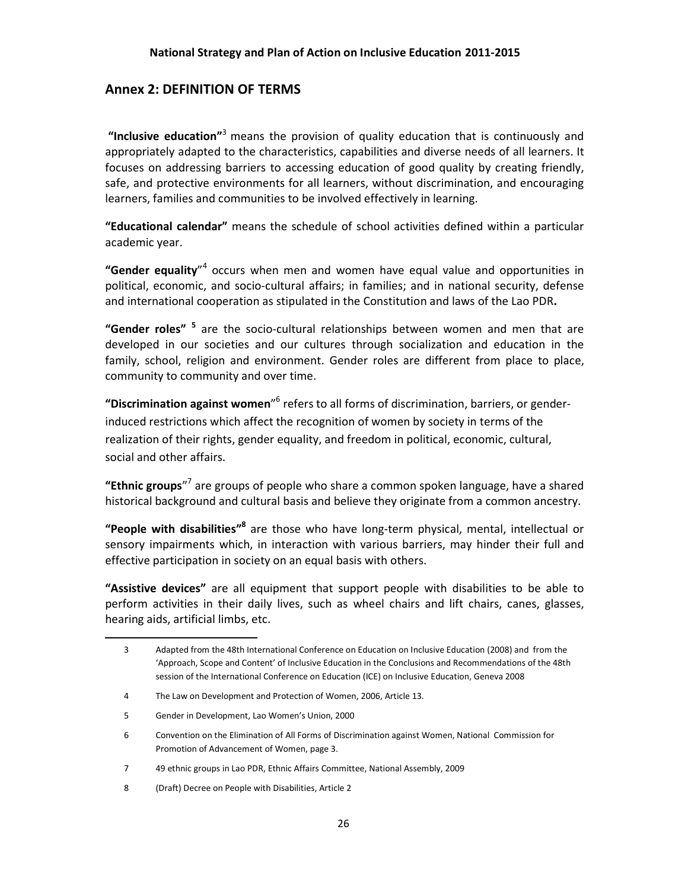## Annex 2: DEFINITION OF TERMS

**"Inclusive education"**[3] means the provision of quality education that is continuously and appropriately adapted to the characteristics, capabilities and diverse needs of all learners. It focuses on addressing barriers to accessing education of good quality by creating friendly, safe, and protective environments for all learners, without discrimination, and encouraging learners, families and communities to be involved effectively in learning.

**"Educational calendar"** means the schedule of school activities defined within a particular academic year.

**"Gender equality"**[4] occurs when men and women have equal value and opportunities in political, economic, and socio-cultural affairs; in families; and in national security, defense and international cooperation as stipulated in the Constitution and laws of the Lao PDR**.**

**"Gender roles"** [5] are the socio-cultural relationships between women and men that are developed in our societies and our cultures through socialization and education in the family, school, religion and environment. Gender roles are different from place to place, community to community and over time.

**"Discrimination against women"**[6] refers to all forms of discrimination, barriers, or gender-induced restrictions which affect the recognition of women by society in terms of the realization of their rights, gender equality, and freedom in political, economic, cultural, social and other affairs.

**"Ethnic groups"**[7] are groups of people who share a common spoken language, have a shared historical background and cultural basis and believe they originate from a common ancestry.

**"People with disabilities"**[8] are those who have long-term physical, mental, intellectual or sensory impairments which, in interaction with various barriers, may hinder their full and effective participation in society on an equal basis with others.

**"Assistive devices"** are all equipment that support people with disabilities to be able to perform activities in their daily lives, such as wheel chairs and lift chairs, canes, glasses, hearing aids, artificial limbs, etc.

---

3 Adapted from the 48th International Conference on Education on Inclusive Education (2008) and from the 'Approach, Scope and Content' of Inclusive Education in the Conclusions and Recommendations of the 48th session of the International Conference on Education (ICE) on Inclusive Education, Geneva 2008

4 The Law on Development and Protection of Women, 2006, Article 13.

5 Gender in Development, Lao Women's Union, 2000

6 Convention on the Elimination of All Forms of Discrimination against Women, National Commission for Promotion of Advancement of Women, page 3.

7 49 ethnic groups in Lao PDR, Ethnic Affairs Committee, National Assembly, 2009

8 (Draft) Decree on People with Disabilities, Article 2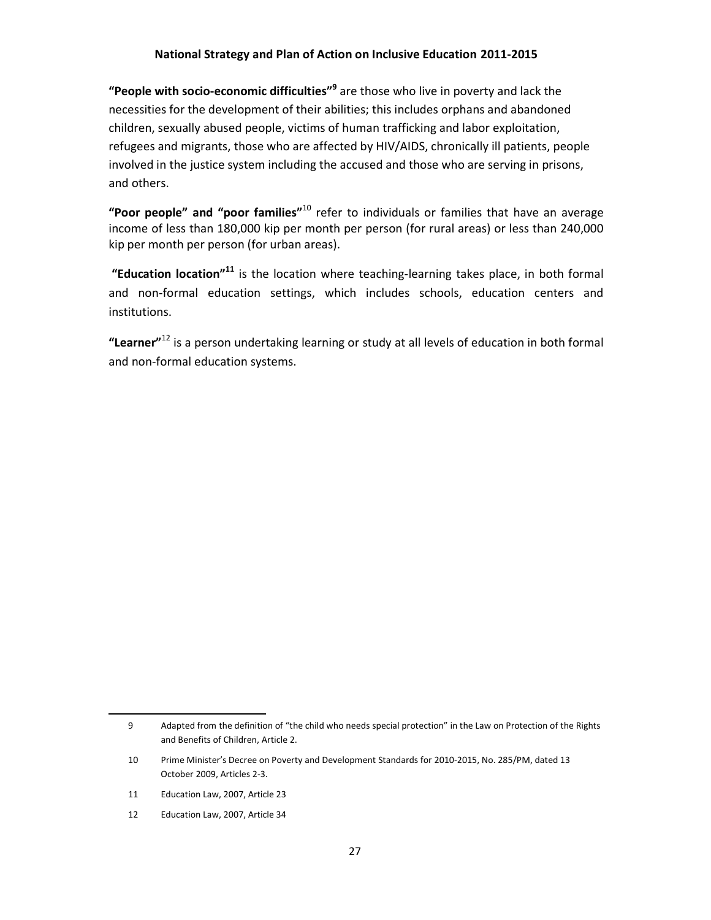**"People with socio-economic difficulties"**[9] are those who live in poverty and lack the necessities for the development of their abilities; this includes orphans and abandoned children, sexually abused people, victims of human trafficking and labor exploitation, refugees and migrants, those who are affected by HIV/AIDS, chronically ill patients, people involved in the justice system including the accused and those who are serving in prisons, and others.

**"Poor people" and "poor families"**[10] refer to individuals or families that have an average income of less than 180,000 kip per month per person (for rural areas) or less than 240,000 kip per month per person (for urban areas).

**"Education location"**[11] is the location where teaching-learning takes place, in both formal and non-formal education settings, which includes schools, education centers and institutions.

**"Learner"**[12] is a person undertaking learning or study at all levels of education in both formal and non-formal education systems.

---

9 Adapted from the definition of "the child who needs special protection" in the Law on Protection of the Rights and Benefits of Children, Article 2.

10 Prime Minister's Decree on Poverty and Development Standards for 2010-2015, No. 285/PM, dated 13 October 2009, Articles 2-3.

11 Education Law, 2007, Article 23

12 Education Law, 2007, Article 34